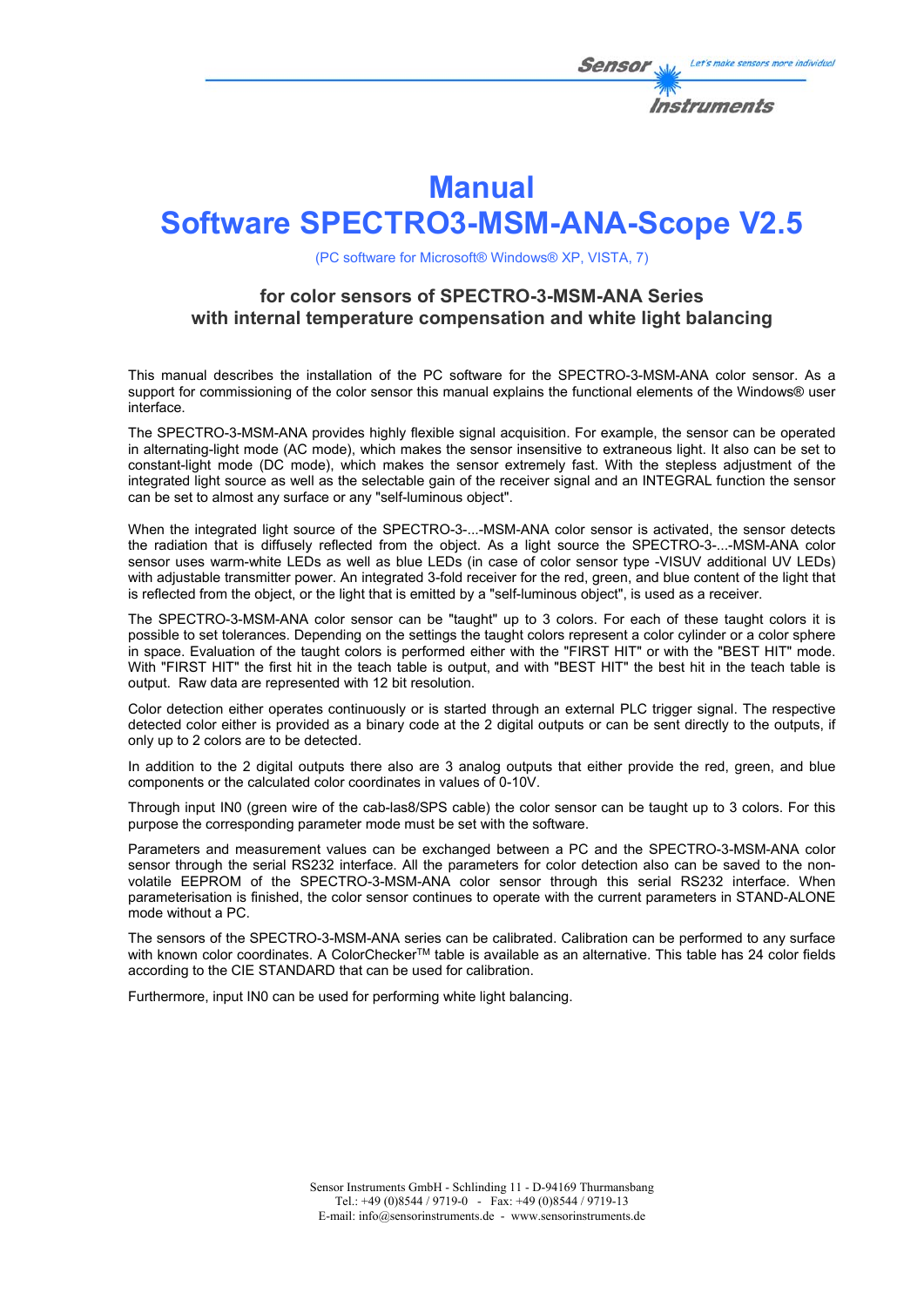# Manual
# Software SPECTRO3-MSM-ANA-Scope V2.5

(PC software for Microsoft® Windows® XP, VISTA, 7)

### for color sensors of SPECTRO-3-MSM-ANA Series
### with internal temperature compensation and white light balancing

This manual describes the installation of the PC software for the SPECTRO-3-MSM-ANA color sensor. As a support for commissioning of the color sensor this manual explains the functional elements of the Windows® user interface.

The SPECTRO-3-MSM-ANA provides highly flexible signal acquisition. For example, the sensor can be operated in alternating-light mode (AC mode), which makes the sensor insensitive to extraneous light. It also can be set to constant-light mode (DC mode), which makes the sensor extremely fast. With the stepless adjustment of the integrated light source as well as the selectable gain of the receiver signal and an INTEGRAL function the sensor can be set to almost any surface or any "self-luminous object".

When the integrated light source of the SPECTRO-3-...-MSM-ANA color sensor is activated, the sensor detects the radiation that is diffusely reflected from the object. As a light source the SPECTRO-3-...-MSM-ANA color sensor uses warm-white LEDs as well as blue LEDs (in case of color sensor type -VISUV additional UV LEDs) with adjustable transmitter power. An integrated 3-fold receiver for the red, green, and blue content of the light that is reflected from the object, or the light that is emitted by a "self-luminous object", is used as a receiver.

The SPECTRO-3-MSM-ANA color sensor can be "taught" up to 3 colors. For each of these taught colors it is possible to set tolerances. Depending on the settings the taught colors represent a color cylinder or a color sphere in space. Evaluation of the taught colors is performed either with the "FIRST HIT" or with the "BEST HIT" mode. With "FIRST HIT" the first hit in the teach table is output, and with "BEST HIT" the best hit in the teach table is output. Raw data are represented with 12 bit resolution.

Color detection either operates continuously or is started through an external PLC trigger signal. The respective detected color either is provided as a binary code at the 2 digital outputs or can be sent directly to the outputs, if only up to 2 colors are to be detected.

In addition to the 2 digital outputs there also are 3 analog outputs that either provide the red, green, and blue components or the calculated color coordinates in values of 0-10V.

Through input IN0 (green wire of the cab-las8/SPS cable) the color sensor can be taught up to 3 colors. For this purpose the corresponding parameter mode must be set with the software.

Parameters and measurement values can be exchanged between a PC and the SPECTRO-3-MSM-ANA color sensor through the serial RS232 interface. All the parameters for color detection also can be saved to the non-volatile EEPROM of the SPECTRO-3-MSM-ANA color sensor through this serial RS232 interface. When parameterisation is finished, the color sensor continues to operate with the current parameters in STAND-ALONE mode without a PC.

The sensors of the SPECTRO-3-MSM-ANA series can be calibrated. Calibration can be performed to any surface with known color coordinates. A ColorChecker™ table is available as an alternative. This table has 24 color fields according to the CIE STANDARD that can be used for calibration.

Furthermore, input IN0 can be used for performing white light balancing.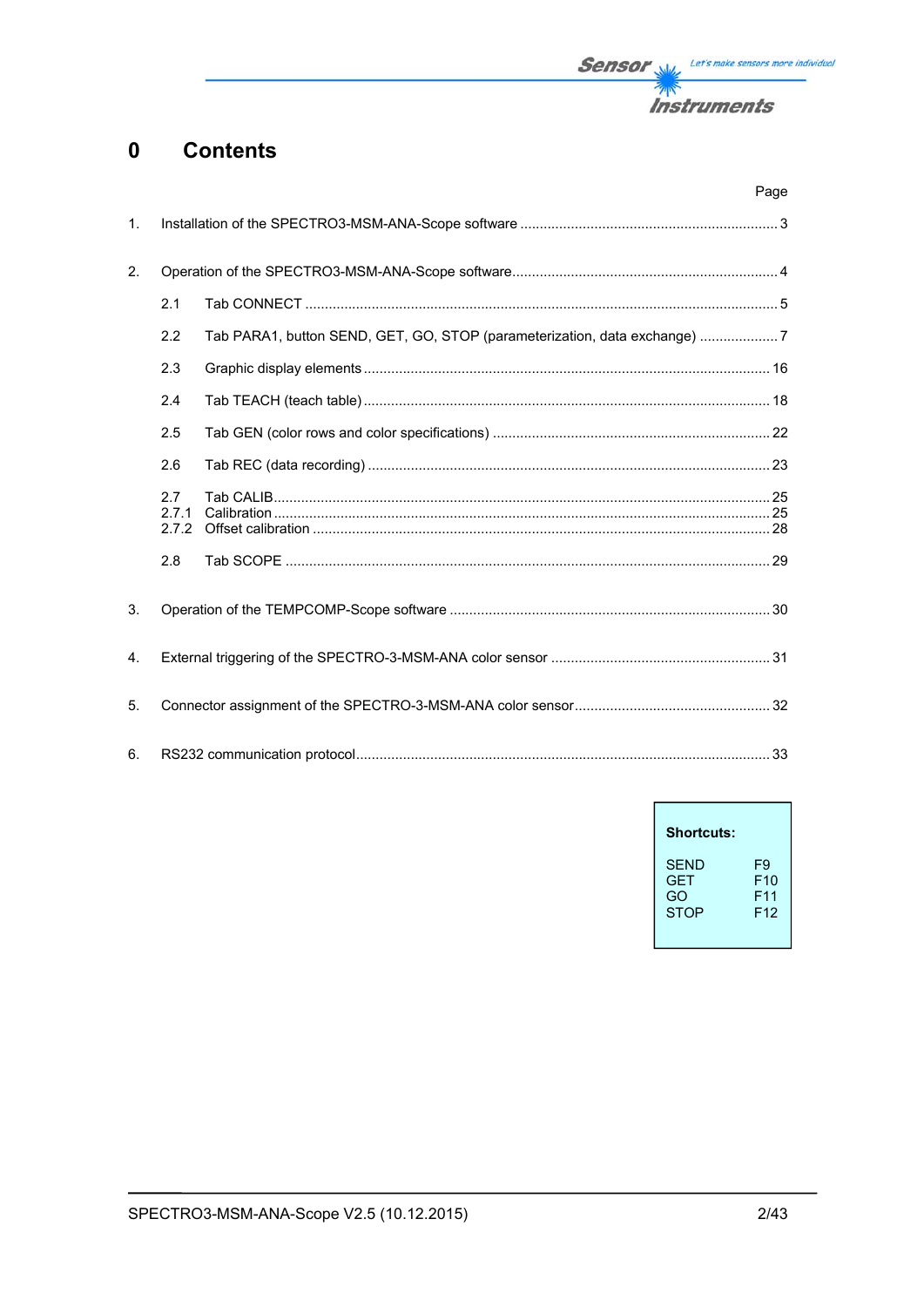# 0 Contents

| | | Page |
|---|---|---|
| 1. | Installation of the SPECTRO3-MSM-ANA-Scope software | 3 |
| 2. | Operation of the SPECTRO3-MSM-ANA-Scope software | 4 |
| 2.1 | Tab CONNECT | 5 |
| 2.2 | Tab PARA1, button SEND, GET, GO, STOP (parameterization, data exchange) | 7 |
| 2.3 | Graphic display elements | 16 |
| 2.4 | Tab TEACH (teach table) | 18 |
| 2.5 | Tab GEN (color rows and color specifications) | 22 |
| 2.6 | Tab REC (data recording) | 23 |
| 2.7 | Tab CALIB | 25 |
| 2.7.1 | Calibration | 25 |
| 2.7.2 | Offset calibration | 28 |
| 2.8 | Tab SCOPE | 29 |
| 3. | Operation of the TEMPCOMP-Scope software | 30 |
| 4. | External triggering of the SPECTRO-3-MSM-ANA color sensor | 31 |
| 5. | Connector assignment of the SPECTRO-3-MSM-ANA color sensor | 32 |
| 6. | RS232 communication protocol | 33 |

**Shortcuts:**

| | |
|---|---|
| SEND | F9 |
| GET | F10 |
| GO | F11 |
| STOP | F12 |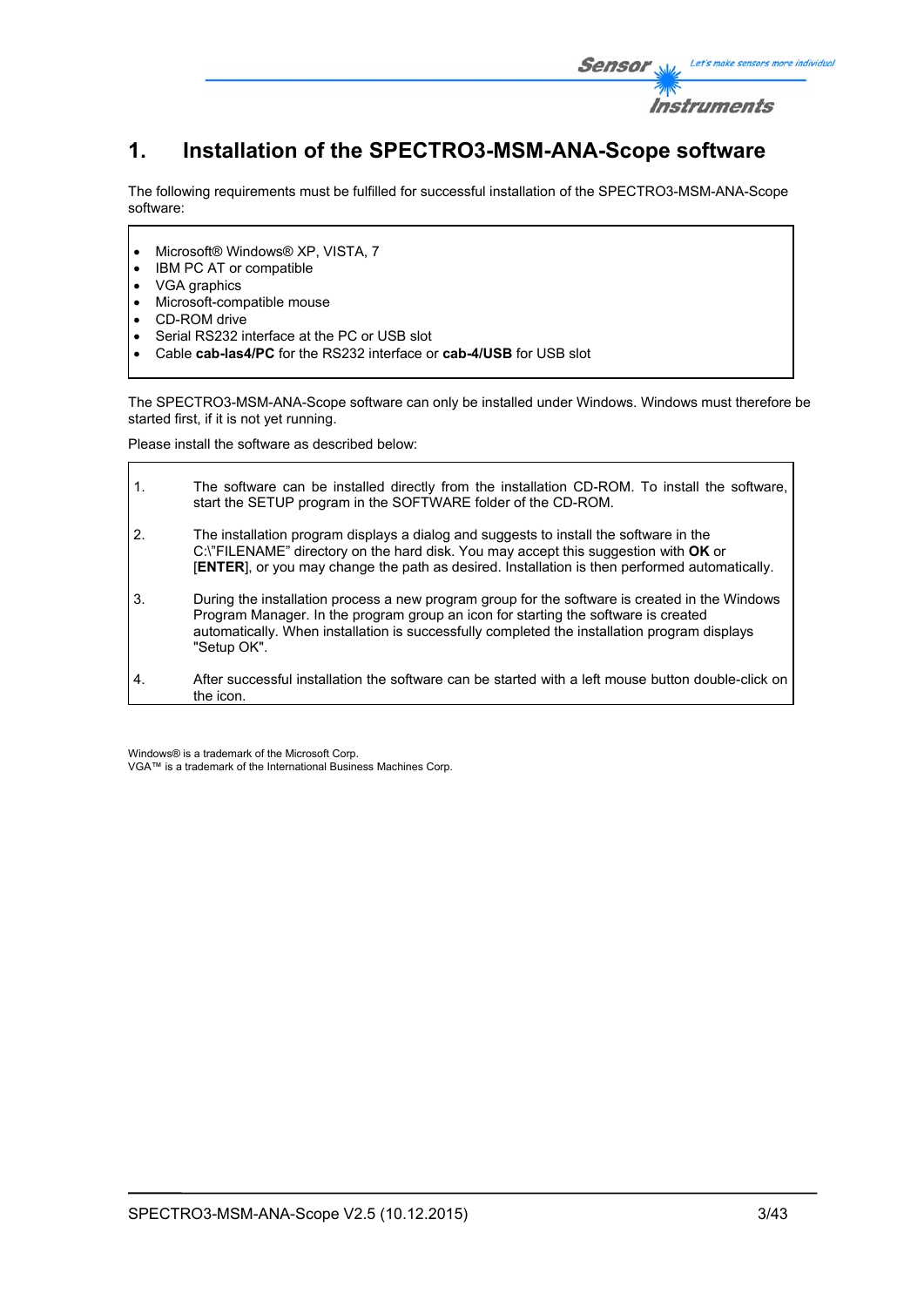# 1. Installation of the SPECTRO3-MSM-ANA-Scope software

The following requirements must be fulfilled for successful installation of the SPECTRO3-MSM-ANA-Scope software:

- Microsoft® Windows® XP, VISTA, 7
- IBM PC AT or compatible
- VGA graphics
- Microsoft-compatible mouse
- CD-ROM drive
- Serial RS232 interface at the PC or USB slot
- Cable **cab-las4/PC** for the RS232 interface or **cab-4/USB** for USB slot

The SPECTRO3-MSM-ANA-Scope software can only be installed under Windows. Windows must therefore be started first, if it is not yet running.

Please install the software as described below:

1. The software can be installed directly from the installation CD-ROM. To install the software, start the SETUP program in the SOFTWARE folder of the CD-ROM.
2. The installation program displays a dialog and suggests to install the software in the C:\"FILENAME" directory on the hard disk. You may accept this suggestion with **OK** or [**ENTER**], or you may change the path as desired. Installation is then performed automatically.
3. During the installation process a new program group for the software is created in the Windows Program Manager. In the program group an icon for starting the software is created automatically. When installation is successfully completed the installation program displays "Setup OK".
4. After successful installation the software can be started with a left mouse button double-click on the icon.

Windows® is a trademark of the Microsoft Corp.
VGA™ is a trademark of the International Business Machines Corp.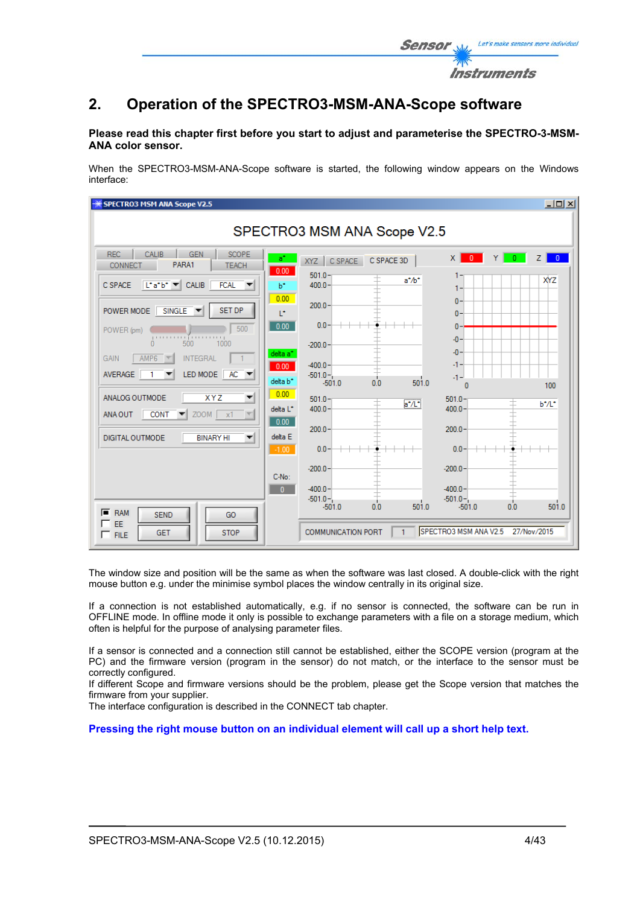# 2. Operation of the SPECTRO3-MSM-ANA-Scope software

**Please read this chapter first before you start to adjust and parameterise the SPECTRO-3-MSM-ANA color sensor.**

When the SPECTRO3-MSM-ANA-Scope software is started, the following window appears on the Windows interface:

The window size and position will be the same as when the software was last closed. A double-click with the right mouse button e.g. under the minimise symbol places the window centrally in its original size.

If a connection is not established automatically, e.g. if no sensor is connected, the software can be run in OFFLINE mode. In offline mode it only is possible to exchange parameters with a file on a storage medium, which often is helpful for the purpose of analysing parameter files.

If a sensor is connected and a connection still cannot be established, either the SCOPE version (program at the PC) and the firmware version (program in the sensor) do not match, or the interface to the sensor must be correctly configured.
If different Scope and firmware versions should be the problem, please get the Scope version that matches the firmware from your supplier.
The interface configuration is described in the CONNECT tab chapter.

**Pressing the right mouse button on an individual element will call up a short help text.**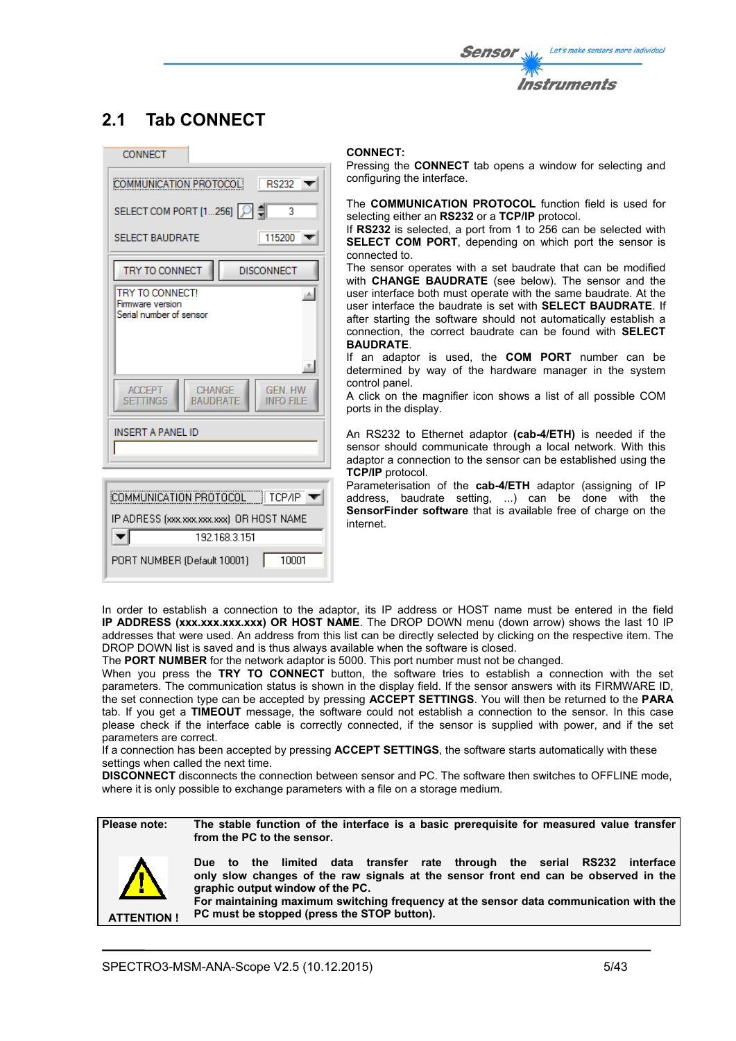## 2.1 Tab CONNECT

**CONNECT:**
Pressing the **CONNECT** tab opens a window for selecting and configuring the interface.

The **COMMUNICATION PROTOCOL** function field is used for selecting either an **RS232** or a **TCP/IP** protocol.
If **RS232** is selected, a port from 1 to 256 can be selected with **SELECT COM PORT**, depending on which port the sensor is connected to.
The sensor operates with a set baudrate that can be modified with **CHANGE BAUDRATE** (see below). The sensor and the user interface both must operate with the same baudrate. At the user interface the baudrate is set with **SELECT BAUDRATE**. If after starting the software should not automatically establish a connection, the correct baudrate can be found with **SELECT BAUDRATE**.
If an adaptor is used, the **COM PORT** number can be determined by way of the hardware manager in the system control panel.
A click on the magnifier icon shows a list of all possible COM ports in the display.

An RS232 to Ethernet adaptor **(cab-4/ETH)** is needed if the sensor should communicate through a local network. With this adaptor a connection to the sensor can be established using the **TCP/IP** protocol.
Parameterisation of the **cab-4/ETH** adaptor (assigning of IP address, baudrate setting, ...) can be done with the **SensorFinder software** that is available free of charge on the internet.

In order to establish a connection to the adaptor, its IP address or HOST name must be entered in the field **IP ADDRESS (xxx.xxx.xxx.xxx) OR HOST NAME**. The DROP DOWN menu (down arrow) shows the last 10 IP addresses that were used. An address from this list can be directly selected by clicking on the respective item. The DROP DOWN list is saved and is thus always available when the software is closed.
The **PORT NUMBER** for the network adaptor is 5000. This port number must not be changed.
When you press the **TRY TO CONNECT** button, the software tries to establish a connection with the set parameters. The communication status is shown in the display field. If the sensor answers with its FIRMWARE ID, the set connection type can be accepted by pressing **ACCEPT SETTINGS**. You will then be returned to the **PARA** tab. If you get a **TIMEOUT** message, the software could not establish a connection to the sensor. In this case please check if the interface cable is correctly connected, if the sensor is supplied with power, and if the set parameters are correct.
If a connection has been accepted by pressing **ACCEPT SETTINGS**, the software starts automatically with these settings when called the next time.
**DISCONNECT** disconnects the connection between sensor and PC. The software then switches to OFFLINE mode, where it is only possible to exchange parameters with a file on a storage medium.

| **Please note:** | **The stable function of the interface is a basic prerequisite for measured value transfer from the PC to the sensor.** |
|---|---|
| **ATTENTION !** | **Due to the limited data transfer rate through the serial RS232 interface only slow changes of the raw signals at the sensor front end can be observed in the graphic output window of the PC.** **For maintaining maximum switching frequency at the sensor data communication with the PC must be stopped (press the STOP button).** |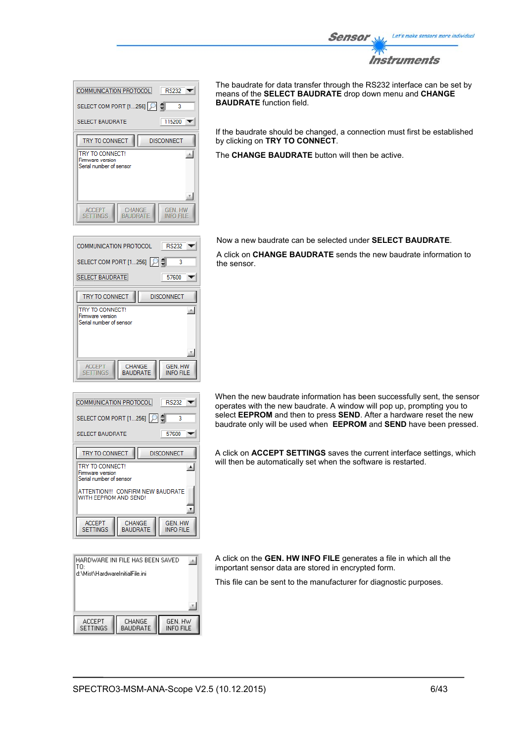The baudrate for data transfer through the RS232 interface can be set by means of the **SELECT BAUDRATE** drop down menu and **CHANGE BAUDRATE** function field.

If the baudrate should be changed, a connection must first be established by clicking on **TRY TO CONNECT**.

The **CHANGE BAUDRATE** button will then be active.

Now a new baudrate can be selected under **SELECT BAUDRATE**.

A click on **CHANGE BAUDRATE** sends the new baudrate information to the sensor.

When the new baudrate information has been successfully sent, the sensor operates with the new baudrate. A window will pop up, prompting you to select **EEPROM** and then to press **SEND**. After a hardware reset the new baudrate only will be used when **EEPROM** and **SEND** have been pressed.

A click on **ACCEPT SETTINGS** saves the current interface settings, which will then be automatically set when the software is restarted.

A click on the **GEN. HW INFO FILE** generates a file in which all the important sensor data are stored in encrypted form.

This file can be sent to the manufacturer for diagnostic purposes.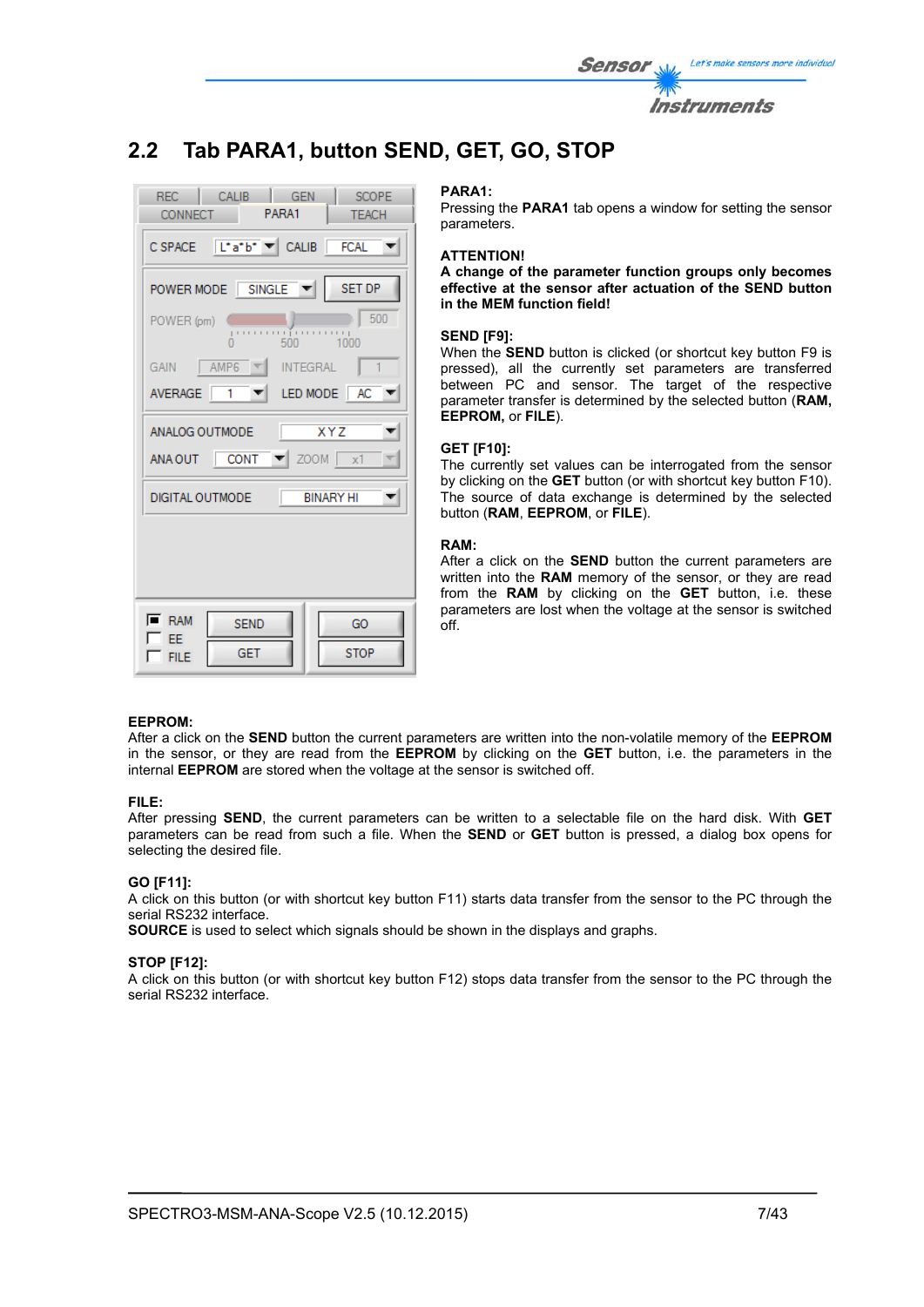## 2.2 Tab PARA1, button SEND, GET, GO, STOP

**PARA1:**
Pressing the **PARA1** tab opens a window for setting the sensor parameters.

**ATTENTION!**
**A change of the parameter function groups only becomes effective at the sensor after actuation of the SEND button in the MEM function field!**

**SEND [F9]:**
When the **SEND** button is clicked (or shortcut key button F9 is pressed), all the currently set parameters are transferred between PC and sensor. The target of the respective parameter transfer is determined by the selected button (**RAM, EEPROM,** or **FILE**).

**GET [F10]:**
The currently set values can be interrogated from the sensor by clicking on the **GET** button (or with shortcut key button F10). The source of data exchange is determined by the selected button (**RAM**, **EEPROM**, or **FILE**).

**RAM:**
After a click on the **SEND** button the current parameters are written into the **RAM** memory of the sensor, or they are read from the **RAM** by clicking on the **GET** button, i.e. these parameters are lost when the voltage at the sensor is switched off.

**EEPROM:**
After a click on the **SEND** button the current parameters are written into the non-volatile memory of the **EEPROM** in the sensor, or they are read from the **EEPROM** by clicking on the **GET** button, i.e. the parameters in the internal **EEPROM** are stored when the voltage at the sensor is switched off.

**FILE:**
After pressing **SEND**, the current parameters can be written to a selectable file on the hard disk. With **GET** parameters can be read from such a file. When the **SEND** or **GET** button is pressed, a dialog box opens for selecting the desired file.

**GO [F11]:**
A click on this button (or with shortcut key button F11) starts data transfer from the sensor to the PC through the serial RS232 interface.
**SOURCE** is used to select which signals should be shown in the displays and graphs.

**STOP [F12]:**
A click on this button (or with shortcut key button F12) stops data transfer from the sensor to the PC through the serial RS232 interface.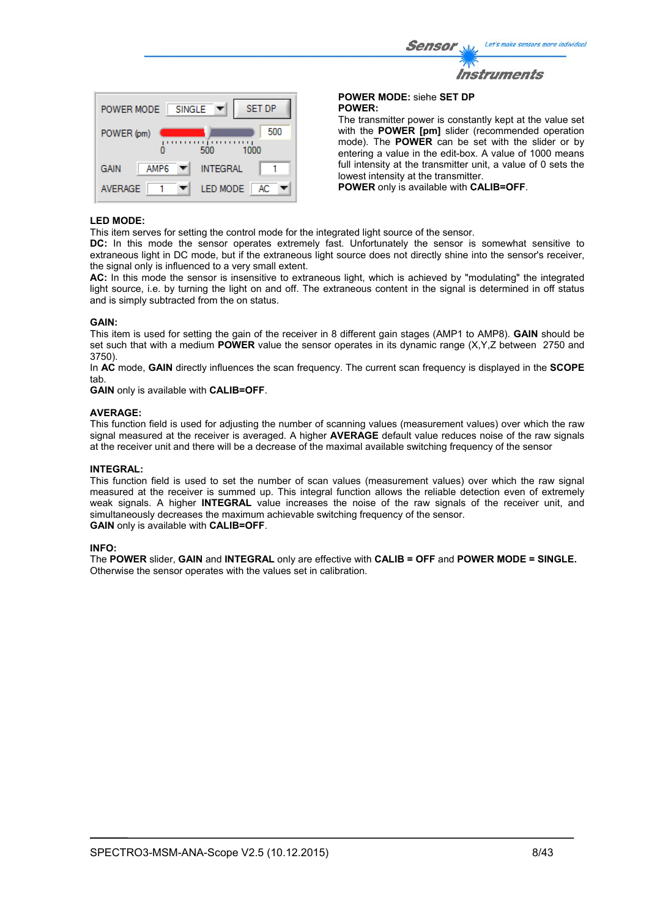**POWER MODE:** siehe **SET DP**

**POWER:**

The transmitter power is constantly kept at the value set with the **POWER [pm]** slider (recommended operation mode). The **POWER** can be set with the slider or by entering a value in the edit-box. A value of 1000 means full intensity at the transmitter unit, a value of 0 sets the lowest intensity at the transmitter.

**POWER** only is available with **CALIB=OFF**.

**LED MODE:**

This item serves for setting the control mode for the integrated light source of the sensor.

**DC:** In this mode the sensor operates extremely fast. Unfortunately the sensor is somewhat sensitive to extraneous light in DC mode, but if the extraneous light source does not directly shine into the sensor's receiver, the signal only is influenced to a very small extent.

**AC:** In this mode the sensor is insensitive to extraneous light, which is achieved by "modulating" the integrated light source, i.e. by turning the light on and off. The extraneous content in the signal is determined in off status and is simply subtracted from the on status.

**GAIN:**

This item is used for setting the gain of the receiver in 8 different gain stages (AMP1 to AMP8). **GAIN** should be set such that with a medium **POWER** value the sensor operates in its dynamic range (X,Y,Z between 2750 and 3750).

In **AC** mode, **GAIN** directly influences the scan frequency. The current scan frequency is displayed in the **SCOPE** tab.

**GAIN** only is available with **CALIB=OFF**.

**AVERAGE:**

This function field is used for adjusting the number of scanning values (measurement values) over which the raw signal measured at the receiver is averaged. A higher **AVERAGE** default value reduces noise of the raw signals at the receiver unit and there will be a decrease of the maximal available switching frequency of the sensor

**INTEGRAL:**

This function field is used to set the number of scan values (measurement values) over which the raw signal measured at the receiver is summed up. This integral function allows the reliable detection even of extremely weak signals. A higher **INTEGRAL** value increases the noise of the raw signals of the receiver unit, and simultaneously decreases the maximum achievable switching frequency of the sensor.

**GAIN** only is available with **CALIB=OFF**.

**INFO:**

The **POWER** slider, **GAIN** and **INTEGRAL** only are effective with **CALIB = OFF** and **POWER MODE = SINGLE.** Otherwise the sensor operates with the values set in calibration.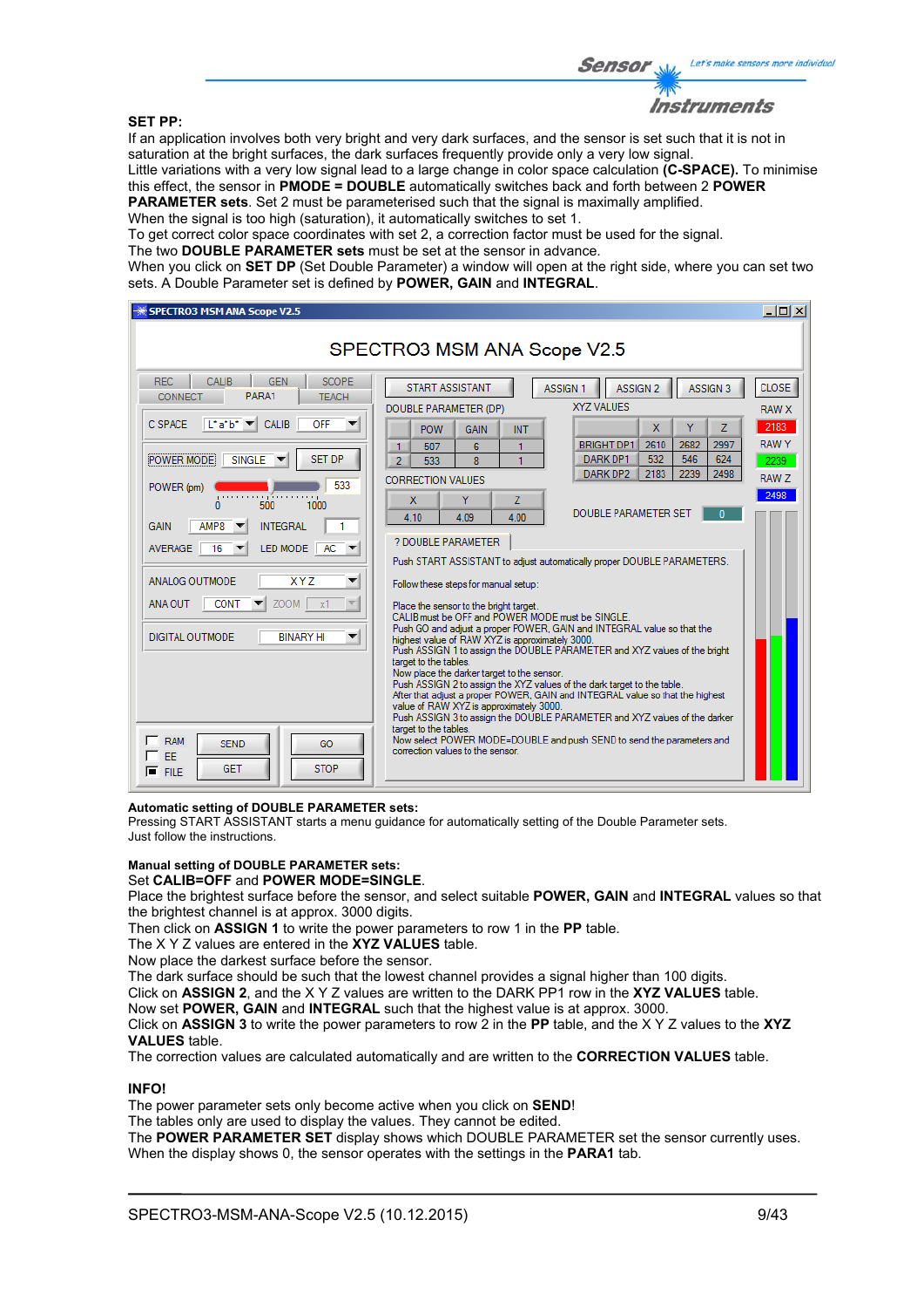**SET PP:**

If an application involves both very bright and very dark surfaces, and the sensor is set such that it is not in saturation at the bright surfaces, the dark surfaces frequently provide only a very low signal.
Little variations with a very low signal lead to a large change in color space calculation **(C-SPACE).** To minimise this effect, the sensor in **PMODE = DOUBLE** automatically switches back and forth between 2 **POWER PARAMETER sets**. Set 2 must be parameterised such that the signal is maximally amplified.
When the signal is too high (saturation), it automatically switches to set 1.
To get correct color space coordinates with set 2, a correction factor must be used for the signal.
The two **DOUBLE PARAMETER sets** must be set at the sensor in advance.
When you click on **SET DP** (Set Double Parameter) a window will open at the right side, where you can set two sets. A Double Parameter set is defined by **POWER, GAIN** and **INTEGRAL**.

**Automatic setting of DOUBLE PARAMETER sets:**
Pressing START ASSISTANT starts a menu guidance for automatically setting of the Double Parameter sets.
Just follow the instructions.

**Manual setting of DOUBLE PARAMETER sets:**
Set **CALIB=OFF** and **POWER MODE=SINGLE**.
Place the brightest surface before the sensor, and select suitable **POWER, GAIN** and **INTEGRAL** values so that the brightest channel is at approx. 3000 digits.
Then click on **ASSIGN 1** to write the power parameters to row 1 in the **PP** table.
The X Y Z values are entered in the **XYZ VALUES** table.
Now place the darkest surface before the sensor.
The dark surface should be such that the lowest channel provides a signal higher than 100 digits.
Click on **ASSIGN 2**, and the X Y Z values are written to the DARK PP1 row in the **XYZ VALUES** table.
Now set **POWER, GAIN** and **INTEGRAL** such that the highest value is at approx. 3000.
Click on **ASSIGN 3** to write the power parameters to row 2 in the **PP** table, and the X Y Z values to the **XYZ VALUES** table.
The correction values are calculated automatically and are written to the **CORRECTION VALUES** table.

**INFO!**
The power parameter sets only become active when you click on **SEND**!
The tables only are used to display the values. They cannot be edited.
The **POWER PARAMETER SET** display shows which DOUBLE PARAMETER set the sensor currently uses.
When the display shows 0, the sensor operates with the settings in the **PARA1** tab.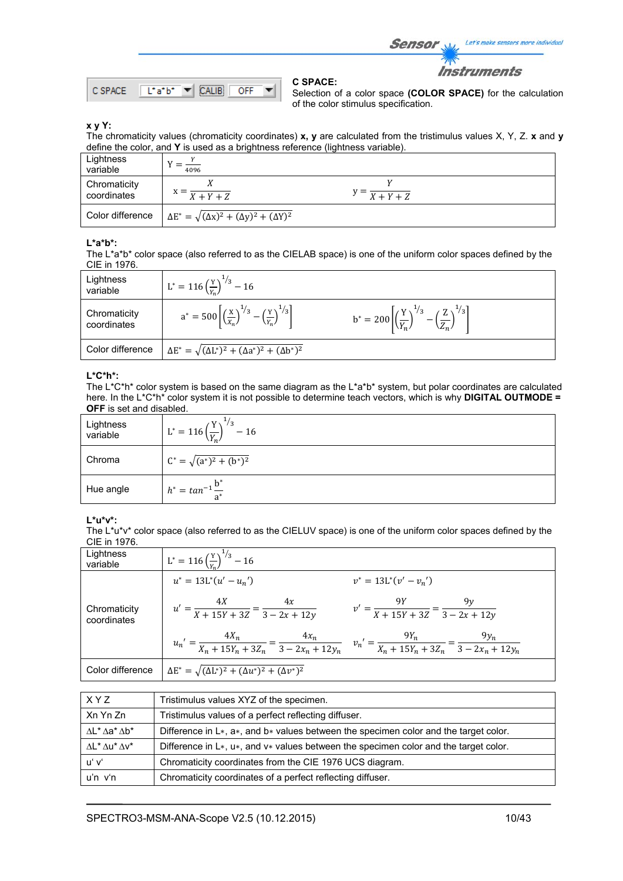C SPACE | L*a*b* | CALIB | OFF

**C SPACE:**
Selection of a color space **(COLOR SPACE)** for the calculation of the color stimulus specification.

**x y Y:**
The chromaticity values (chromaticity coordinates) **x, y** are calculated from the tristimulus values X, Y, Z. **x** and **y** define the color, and **Y** is used as a brightness reference (lightness variable).

| | | |
|---|---|---|
| Lightness variable | $Y = \frac{Y}{4096}$ | |
| Chromaticity coordinates | $x = \frac{X}{X+Y+Z}$ | $y = \frac{Y}{X+Y+Z}$ |
| Color difference | $\Delta E^* = \sqrt{(\Delta x)^2 + (\Delta y)^2 + (\Delta Y)^2}$ | |

**L\*a\*b\*:**
The L\*a\*b\* color space (also referred to as the CIELAB space) is one of the uniform color spaces defined by the CIE in 1976.

| | | |
|---|---|---|
| Lightness variable | $L^* = 116\left(\frac{Y}{Y_n}\right)^{1/3} - 16$ | |
| Chromaticity coordinates | $a^* = 500\left[\left(\frac{X}{X_n}\right)^{1/3} - \left(\frac{Y}{Y_n}\right)^{1/3}\right]$ | $b^* = 200\left[\left(\frac{Y}{Y_n}\right)^{1/3} - \left(\frac{Z}{Z_n}\right)^{1/3}\right]$ |
| Color difference | $\Delta E^* = \sqrt{(\Delta L^*)^2 + (\Delta a^*)^2 + (\Delta b^*)^2}$ | |

**L\*C\*h\*:**
The L\*C\*h\* color system is based on the same diagram as the L\*a\*b\* system, but polar coordinates are calculated here. In the L\*C\*h\* color system it is not possible to determine teach vectors, which is why **DIGITAL OUTMODE = OFF** is set and disabled.

| | |
|---|---|
| Lightness variable | $L^* = 116\left(\frac{Y}{Y_n}\right)^{1/3} - 16$ |
| Chroma | $C^* = \sqrt{(a^*)^2 + (b^*)^2}$ |
| Hue angle | $h^* = tan^{-1}\frac{b^*}{a^*}$ |

**L\*u\*v\*:**
The L\*u\*v\* color space (also referred to as the CIELUV space) is one of the uniform color spaces defined by the CIE in 1976.

| | | |
|---|---|---|
| Lightness variable | $L^* = 116\left(\frac{Y}{Y_n}\right)^{1/3} - 16$ | |
| Chromaticity coordinates | $u^* = 13L^*(u' - u_n')$ <br> $u' = \frac{4X}{X+15Y+3Z} = \frac{4x}{3-2x+12y}$ <br> $u_n' = \frac{4X_n}{X_n+15Y_n+3Z_n} = \frac{4x_n}{3-2x_n+12y_n}$ | $v^* = 13L^*(v' - v_n')$ <br> $v' = \frac{9Y}{X+15Y+3Z} = \frac{9y}{3-2x+12y}$ <br> $v_n' = \frac{9Y_n}{X_n+15Y_n+3Z_n} = \frac{9y_n}{3-2x_n+12y_n}$ |
| Color difference | $\Delta E^* = \sqrt{(\Delta L^*)^2 + (\Delta u^*)^2 + (\Delta v^*)^2}$ | |

| | |
|---|---|
| X Y Z | Tristimulus values XYZ of the specimen. |
| Xn Yn Zn | Tristimulus values of a perfect reflecting diffuser. |
| ΔL\* Δa\* Δb\* | Difference in L\*, a\*, and b\* values between the specimen color and the target color. |
| ΔL\* Δu\* Δv\* | Difference in L\*, u\*, and v\* values between the specimen color and the target color. |
| u' v' | Chromaticity coordinates from the CIE 1976 UCS diagram. |
| u'n v'n | Chromaticity coordinates of a perfect reflecting diffuser. |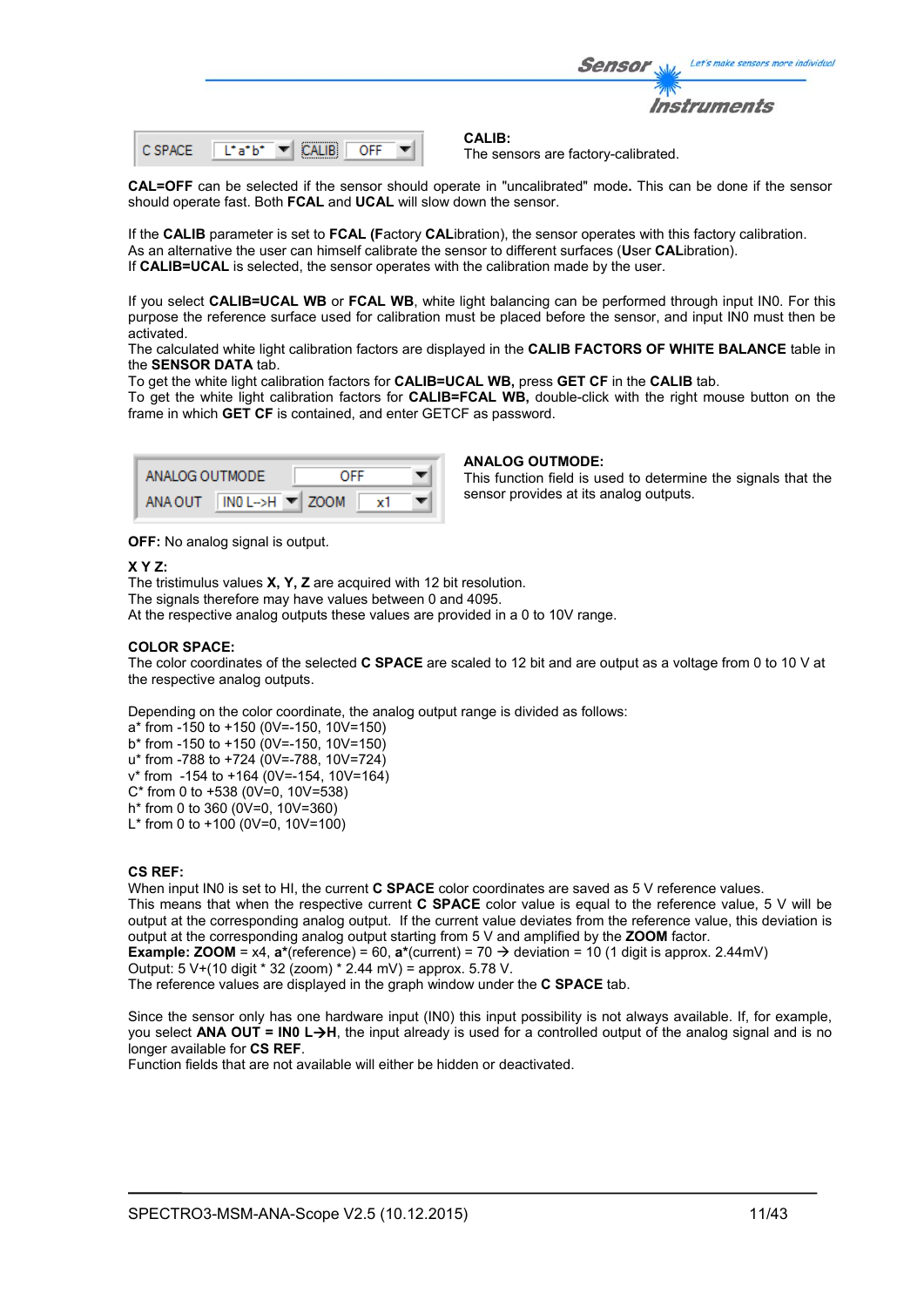**CALIB:**
The sensors are factory-calibrated.

**CAL=OFF** can be selected if the sensor should operate in "uncalibrated" mode**.** This can be done if the sensor should operate fast. Both **FCAL** and **UCAL** will slow down the sensor.

If the **CALIB** parameter is set to **FCAL (F**actory **CAL**ibration), the sensor operates with this factory calibration.
As an alternative the user can himself calibrate the sensor to different surfaces (**U**ser **CAL**ibration).
If **CALIB=UCAL** is selected, the sensor operates with the calibration made by the user.

If you select **CALIB=UCAL WB** or **FCAL WB**, white light balancing can be performed through input IN0. For this purpose the reference surface used for calibration must be placed before the sensor, and input IN0 must then be activated.
The calculated white light calibration factors are displayed in the **CALIB FACTORS OF WHITE BALANCE** table in the **SENSOR DATA** tab.
To get the white light calibration factors for **CALIB=UCAL WB,** press **GET CF** in the **CALIB** tab.
To get the white light calibration factors for **CALIB=FCAL WB,** double-click with the right mouse button on the frame in which **GET CF** is contained, and enter GETCF as password.

**ANALOG OUTMODE:**
This function field is used to determine the signals that the sensor provides at its analog outputs.

**OFF:** No analog signal is output.

**X Y Z:**
The tristimulus values **X, Y, Z** are acquired with 12 bit resolution.
The signals therefore may have values between 0 and 4095.
At the respective analog outputs these values are provided in a 0 to 10V range.

**COLOR SPACE:**
The color coordinates of the selected **C SPACE** are scaled to 12 bit and are output as a voltage from 0 to 10 V at the respective analog outputs.

Depending on the color coordinate, the analog output range is divided as follows:
a* from -150 to +150 (0V=-150, 10V=150)
b* from -150 to +150 (0V=-150, 10V=150)
u* from -788 to +724 (0V=-788, 10V=724)
v* from -154 to +164 (0V=-154, 10V=164)
C* from 0 to +538 (0V=0, 10V=538)
h* from 0 to 360 (0V=0, 10V=360)
L* from 0 to +100 (0V=0, 10V=100)

**CS REF:**
When input IN0 is set to HI, the current **C SPACE** color coordinates are saved as 5 V reference values.
This means that when the respective current **C SPACE** color value is equal to the reference value, 5 V will be output at the corresponding analog output. If the current value deviates from the reference value, this deviation is output at the corresponding analog output starting from 5 V and amplified by the **ZOOM** factor.
**Example: ZOOM** = x4, **a***(reference) = 60, **a***(current) = 70 → deviation = 10 (1 digit is approx. 2.44mV)
Output: 5 V+(10 digit * 32 (zoom) * 2.44 mV) = approx. 5.78 V.
The reference values are displayed in the graph window under the **C SPACE** tab.

Since the sensor only has one hardware input (IN0) this input possibility is not always available. If, for example, you select **ANA OUT = IN0 L→H**, the input already is used for a controlled output of the analog signal and is no longer available for **CS REF**.
Function fields that are not available will either be hidden or deactivated.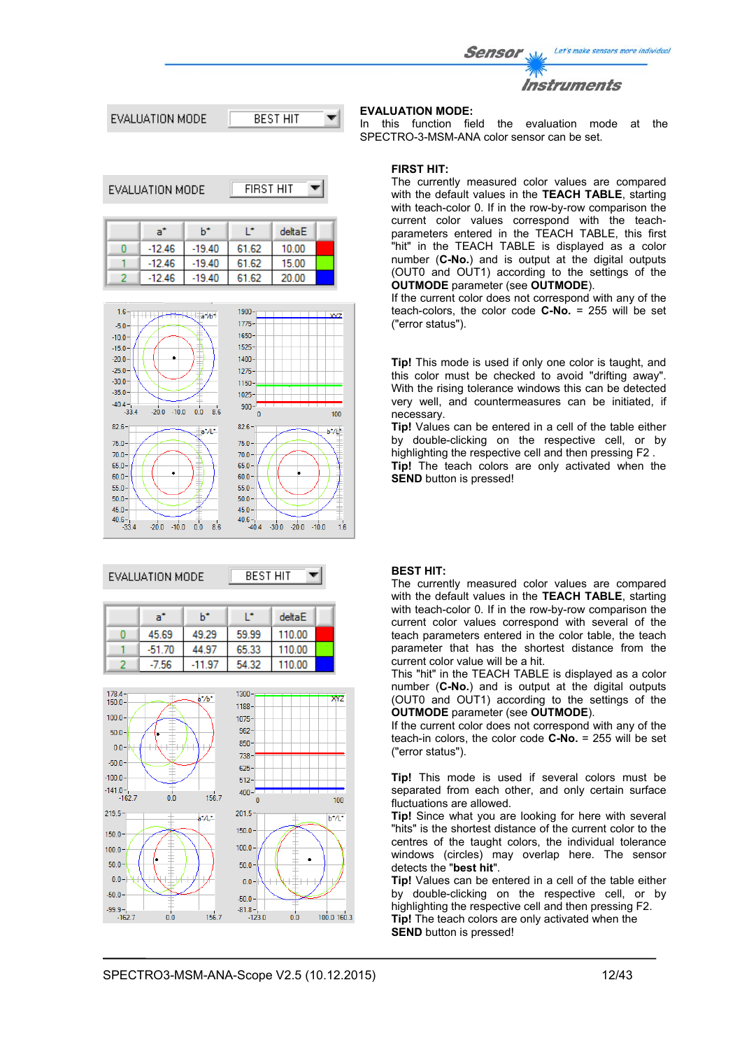EVALUATION MODE | BEST HIT

**EVALUATION MODE:**
In this function field the evaluation mode at the SPECTRO-3-MSM-ANA color sensor can be set.

EVALUATION MODE | FIRST HIT

| | a* | b* | L* | deltaE |
|---|---|---|---|---|
| 0 | -12.46 | -19.40 | 61.62 | 10.00 |
| 1 | -12.46 | -19.40 | 61.62 | 15.00 |
| 2 | -12.46 | -19.40 | 61.62 | 20.00 |

**FIRST HIT:**
The currently measured color values are compared with the default values in the **TEACH TABLE**, starting with teach-color 0. If in the row-by-row comparison the current color values correspond with the teach-parameters entered in the TEACH TABLE, this first "hit" in the TEACH TABLE is displayed as a color number (**C-No.**) and is output at the digital outputs (OUT0 and OUT1) according to the settings of the **OUTMODE** parameter (see **OUTMODE**).
If the current color does not correspond with any of the teach-colors, the color code **C-No.** = 255 will be set ("error status").

**Tip!** This mode is used if only one color is taught, and this color must be checked to avoid "drifting away". With the rising tolerance windows this can be detected very well, and countermeasures can be initiated, if necessary.
**Tip!** Values can be entered in a cell of the table either by double-clicking on the respective cell, or by highlighting the respective cell and then pressing F2 .
**Tip!** The teach colors are only activated when the **SEND** button is pressed!

EVALUATION MODE | BEST HIT

| | a* | b* | L* | deltaE |
|---|---|---|---|---|
| 0 | 45.69 | 49.29 | 59.99 | 110.00 |
| 1 | -51.70 | 44.97 | 65.33 | 110.00 |
| 2 | -7.56 | -11.97 | 54.32 | 110.00 |

**BEST HIT:**
The currently measured color values are compared with the default values in the **TEACH TABLE**, starting with teach-color 0. If in the row-by-row comparison the current color values correspond with several of the teach parameters entered in the color table, the teach parameter that has the shortest distance from the current color value will be a hit.
This "hit" in the TEACH TABLE is displayed as a color number (**C-No.**) and is output at the digital outputs (OUT0 and OUT1) according to the settings of the **OUTMODE** parameter (see **OUTMODE**).
If the current color does not correspond with any of the teach-in colors, the color code **C-No.** = 255 will be set ("error status").

**Tip!** This mode is used if several colors must be separated from each other, and only certain surface fluctuations are allowed.
**Tip!** Since what you are looking for here with several "hits" is the shortest distance of the current color to the centres of the taught colors, the individual tolerance windows (circles) may overlap here. The sensor detects the "**best hit**".
**Tip!** Values can be entered in a cell of the table either by double-clicking on the respective cell, or by highlighting the respective cell and then pressing F2.
**Tip!** The teach colors are only activated when the **SEND** button is pressed!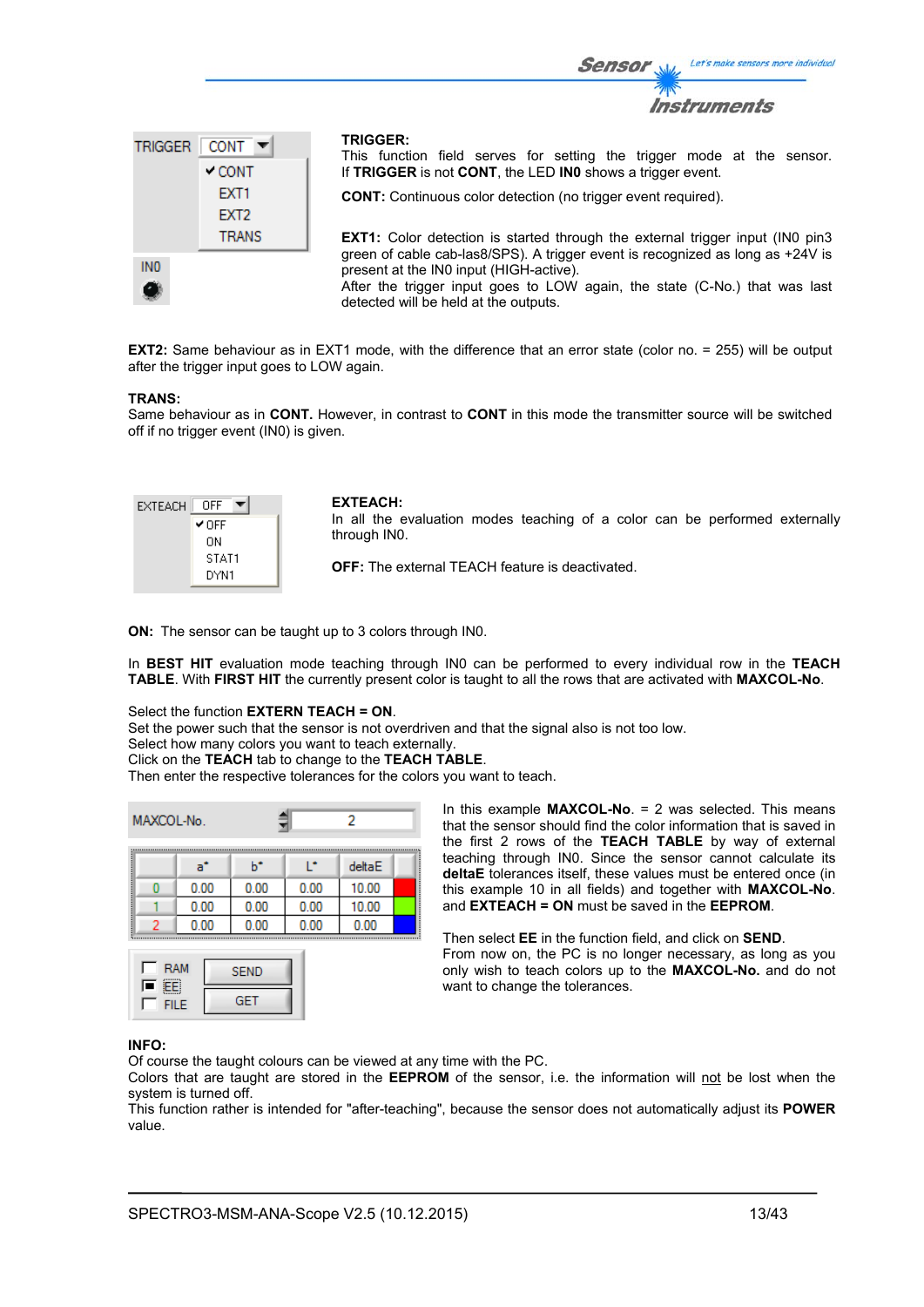**TRIGGER:**
This function field serves for setting the trigger mode at the sensor. If **TRIGGER** is not **CONT**, the LED **IN0** shows a trigger event.

**CONT:** Continuous color detection (no trigger event required).

**EXT1:** Color detection is started through the external trigger input (IN0 pin3 green of cable cab-las8/SPS). A trigger event is recognized as long as +24V is present at the IN0 input (HIGH-active).
After the trigger input goes to LOW again, the state (C-No.) that was last detected will be held at the outputs.

**EXT2:** Same behaviour as in EXT1 mode, with the difference that an error state (color no. = 255) will be output after the trigger input goes to LOW again.

**TRANS:**
Same behaviour as in **CONT.** However, in contrast to **CONT** in this mode the transmitter source will be switched off if no trigger event (IN0) is given.

**EXTEACH:**
In all the evaluation modes teaching of a color can be performed externally through IN0.

**OFF:** The external TEACH feature is deactivated.

**ON:** The sensor can be taught up to 3 colors through IN0.

In **BEST HIT** evaluation mode teaching through IN0 can be performed to every individual row in the **TEACH TABLE**. With **FIRST HIT** the currently present color is taught to all the rows that are activated with **MAXCOL-No**.

Select the function **EXTERN TEACH = ON**.
Set the power such that the sensor is not overdriven and that the signal also is not too low.
Select how many colors you want to teach externally.
Click on the **TEACH** tab to change to the **TEACH TABLE**.
Then enter the respective tolerances for the colors you want to teach.

MAXCOL-No. 2

| | a* | b* | L* | deltaE |
|---|---|---|---|---|
| 0 | 0.00 | 0.00 | 0.00 | 10.00 |
| 1 | 0.00 | 0.00 | 0.00 | 10.00 |
| 2 | 0.00 | 0.00 | 0.00 | 0.00 |

In this example **MAXCOL-No**. = 2 was selected. This means that the sensor should find the color information that is saved in the first 2 rows of the **TEACH TABLE** by way of external teaching through IN0. Since the sensor cannot calculate its **deltaE** tolerances itself, these values must be entered once (in this example 10 in all fields) and together with **MAXCOL-No**. and **EXTEACH = ON** must be saved in the **EEPROM**.

Then select **EE** in the function field, and click on **SEND**.
From now on, the PC is no longer necessary, as long as you only wish to teach colors up to the **MAXCOL-No.** and do not want to change the tolerances.

**INFO:**
Of course the taught colours can be viewed at any time with the PC.
Colors that are taught are stored in the **EEPROM** of the sensor, i.e. the information will not be lost when the system is turned off.
This function rather is intended for "after-teaching", because the sensor does not automatically adjust its **POWER** value.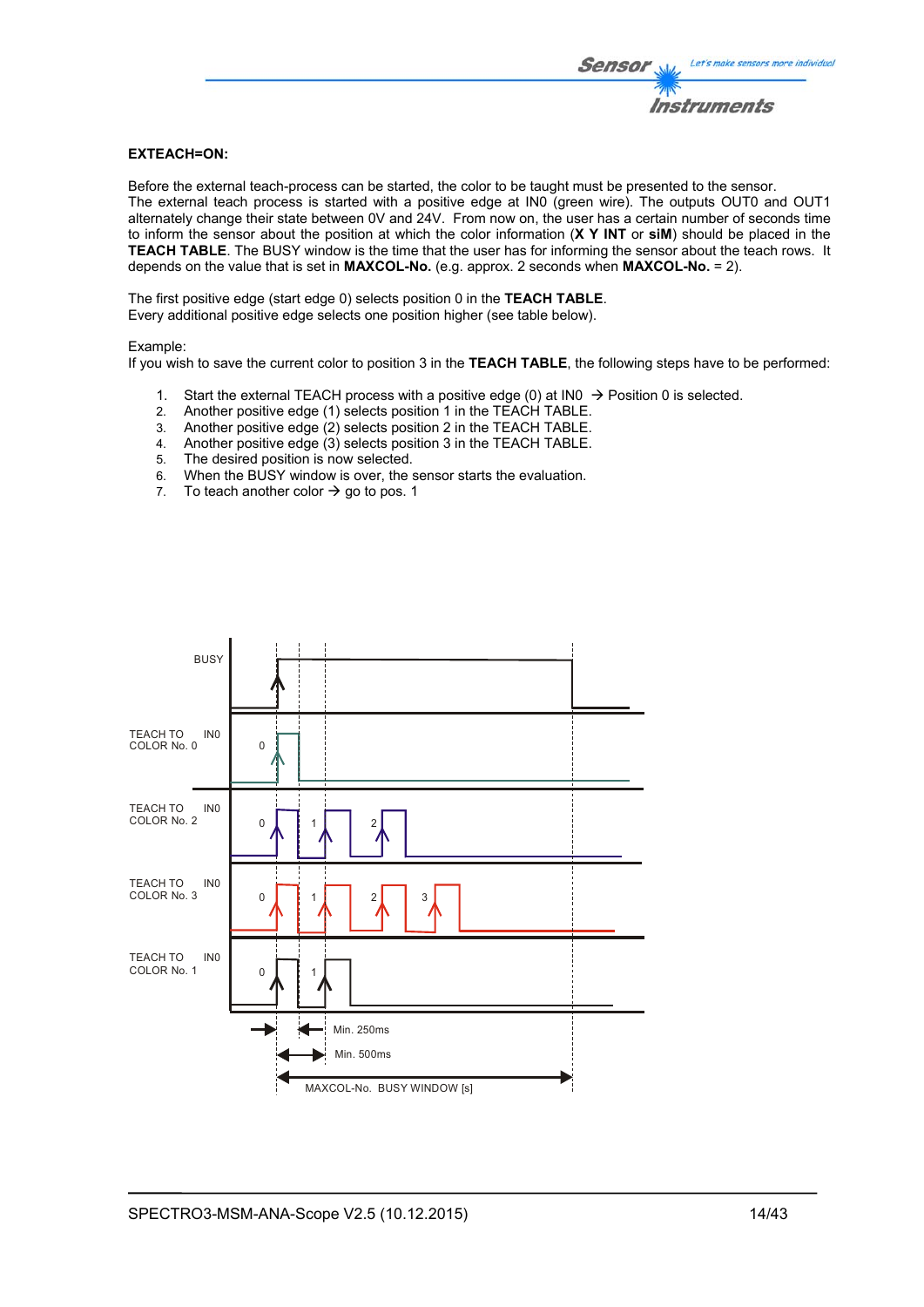**EXTEACH=ON:**

Before the external teach-process can be started, the color to be taught must be presented to the sensor.
The external teach process is started with a positive edge at IN0 (green wire). The outputs OUT0 and OUT1 alternately change their state between 0V and 24V. From now on, the user has a certain number of seconds time to inform the sensor about the position at which the color information (**X Y INT** or **siM**) should be placed in the **TEACH TABLE**. The BUSY window is the time that the user has for informing the sensor about the teach rows. It depends on the value that is set in **MAXCOL-No.** (e.g. approx. 2 seconds when **MAXCOL-No.** = 2).

The first positive edge (start edge 0) selects position 0 in the **TEACH TABLE**.
Every additional positive edge selects one position higher (see table below).

Example:
If you wish to save the current color to position 3 in the **TEACH TABLE**, the following steps have to be performed:

1. Start the external TEACH process with a positive edge (0) at IN0 → Position 0 is selected.
2. Another positive edge (1) selects position 1 in the TEACH TABLE.
3. Another positive edge (2) selects position 2 in the TEACH TABLE.
4. Another positive edge (3) selects position 3 in the TEACH TABLE.
5. The desired position is now selected.
6. When the BUSY window is over, the sensor starts the evaluation.
7. To teach another color → go to pos. 1

BUSY

TEACH TO COLOR No. 0 — IN0 — 0

TEACH TO COLOR No. 2 — IN0 — 0, 1, 2

TEACH TO COLOR No. 3 — IN0 — 0, 1, 2, 3

TEACH TO COLOR No. 1 — IN0 — 0, 1

Min. 250ms

Min. 500ms

MAXCOL-No. BUSY WINDOW [s]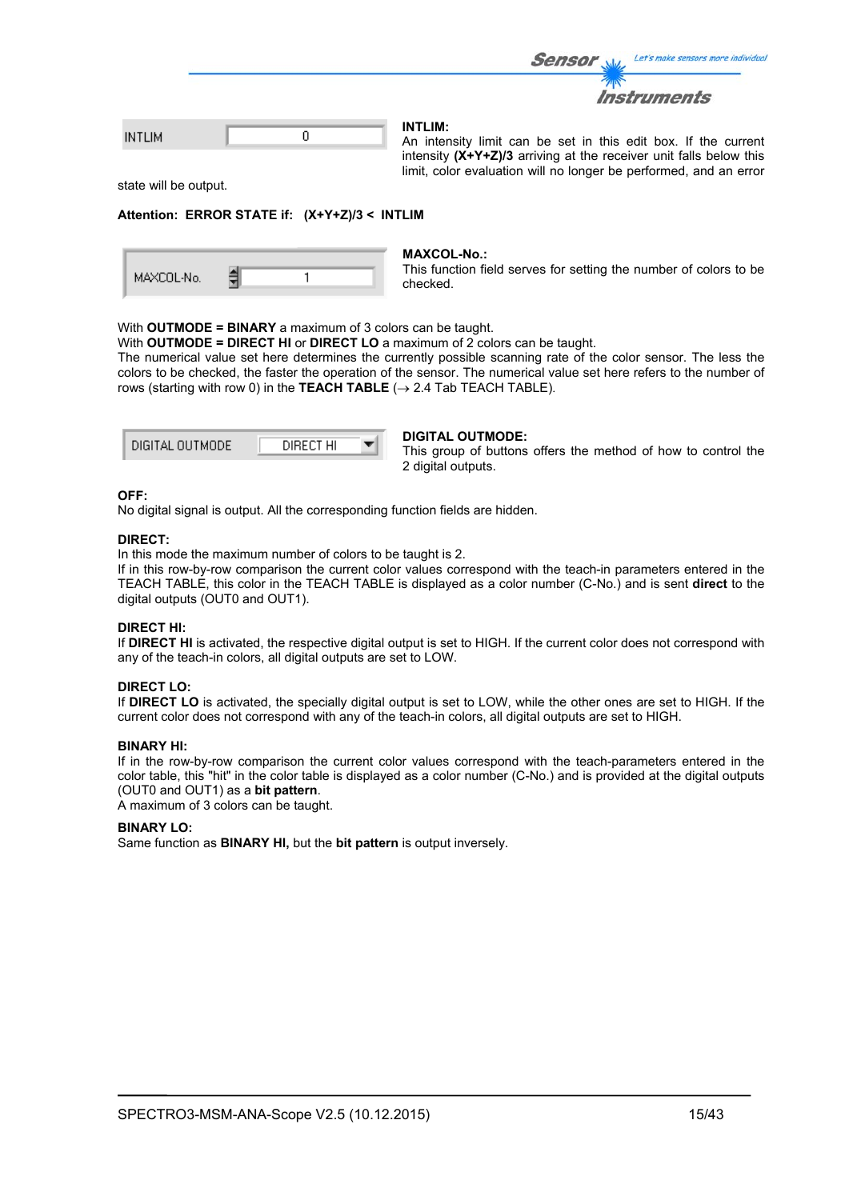INTLIM | 0

**INTLIM:**
An intensity limit can be set in this edit box. If the current intensity **(X+Y+Z)/3** arriving at the receiver unit falls below this limit, color evaluation will no longer be performed, and an error state will be output.

**Attention: ERROR STATE if: (X+Y+Z)/3 < INTLIM**

MAXCOL-No. | 1

**MAXCOL-No.:**
This function field serves for setting the number of colors to be checked.

With **OUTMODE = BINARY** a maximum of 3 colors can be taught.
With **OUTMODE = DIRECT HI** or **DIRECT LO** a maximum of 2 colors can be taught.
The numerical value set here determines the currently possible scanning rate of the color sensor. The less the colors to be checked, the faster the operation of the sensor. The numerical value set here refers to the number of rows (starting with row 0) in the **TEACH TABLE** (→ 2.4 Tab TEACH TABLE).

DIGITAL OUTMODE | DIRECT HI

**DIGITAL OUTMODE:**
This group of buttons offers the method of how to control the 2 digital outputs.

**OFF:**
No digital signal is output. All the corresponding function fields are hidden.

**DIRECT:**
In this mode the maximum number of colors to be taught is 2.
If in this row-by-row comparison the current color values correspond with the teach-in parameters entered in the TEACH TABLE, this color in the TEACH TABLE is displayed as a color number (C-No.) and is sent **direct** to the digital outputs (OUT0 and OUT1).

**DIRECT HI:**
If **DIRECT HI** is activated, the respective digital output is set to HIGH. If the current color does not correspond with any of the teach-in colors, all digital outputs are set to LOW.

**DIRECT LO:**
If **DIRECT LO** is activated, the specially digital output is set to LOW, while the other ones are set to HIGH. If the current color does not correspond with any of the teach-in colors, all digital outputs are set to HIGH.

**BINARY HI:**
If in the row-by-row comparison the current color values correspond with the teach-parameters entered in the color table, this "hit" in the color table is displayed as a color number (C-No.) and is provided at the digital outputs (OUT0 and OUT1) as a **bit pattern**.
A maximum of 3 colors can be taught.

**BINARY LO:**
Same function as **BINARY HI,** but the **bit pattern** is output inversely.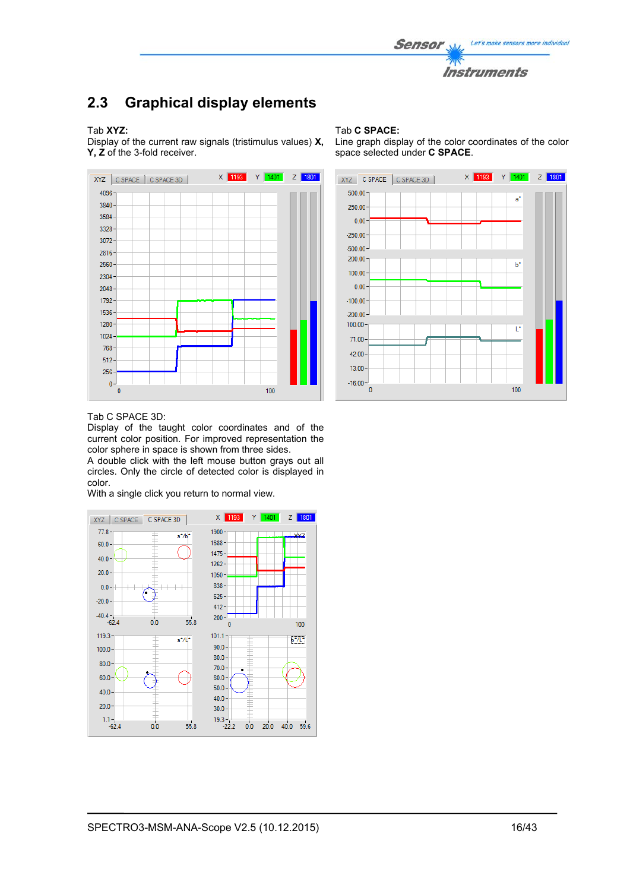## 2.3 Graphical display elements

Tab **XYZ:**
Display of the current raw signals (tristimulus values) **X, Y, Z** of the 3-fold receiver.

Tab **C SPACE:**
Line graph display of the color coordinates of the color space selected under **C SPACE**.

Tab C SPACE 3D:
Display of the taught color coordinates and of the current color position. For improved representation the color sphere in space is shown from three sides.
A double click with the left mouse button grays out all circles. Only the circle of detected color is displayed in color.
With a single click you return to normal view.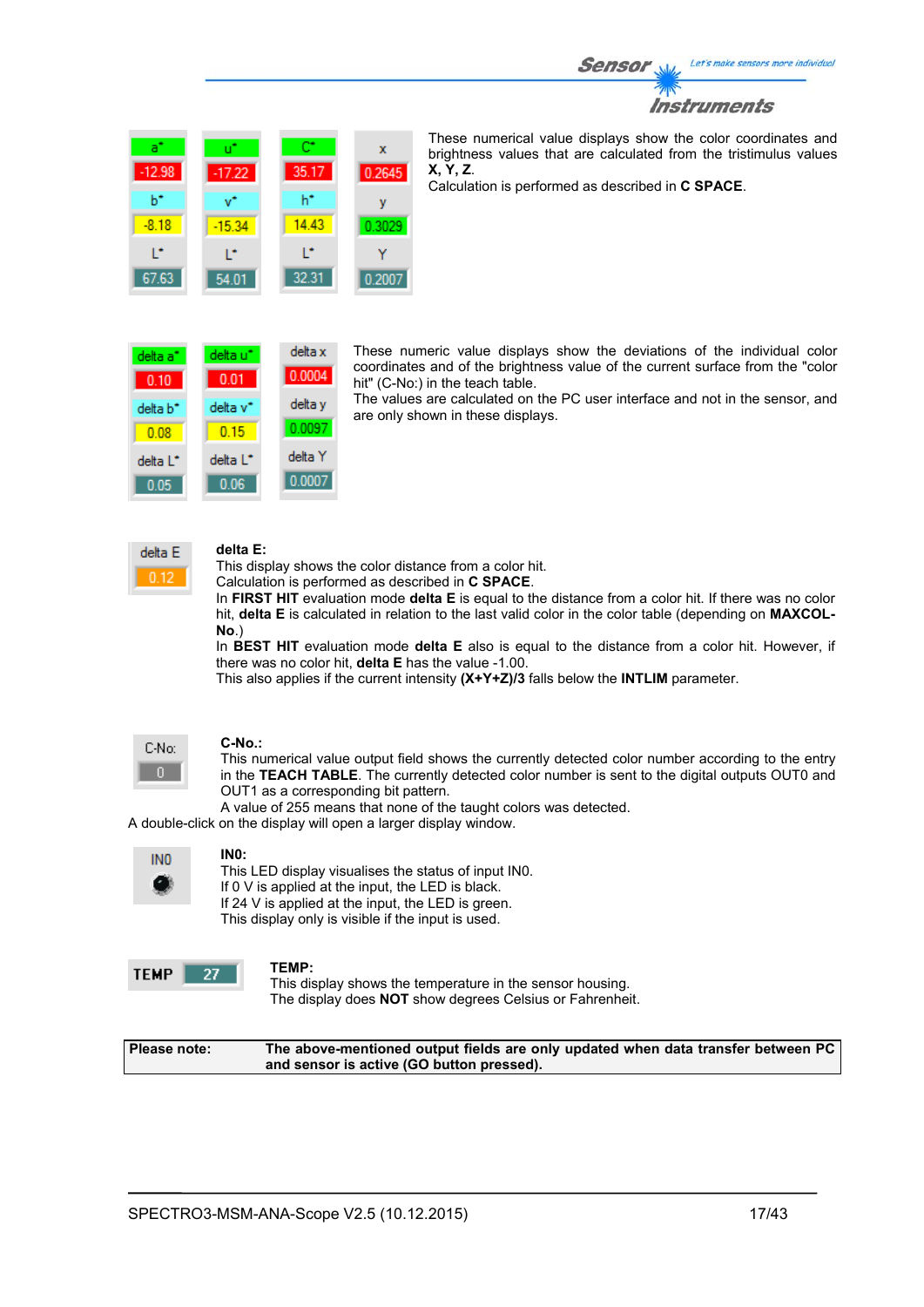| a* | u* | C* | x |
| --- | --- | --- | --- |
| -12.98 | -17.22 | 35.17 | 0.2645 |
| b* | v* | h* | y |
| -8.18 | -15.34 | 14.43 | 0.3029 |
| L* | L* | L* | Y |
| 67.63 | 54.01 | 32.31 | 0.2007 |

These numerical value displays show the color coordinates and brightness values that are calculated from the tristimulus values **X, Y, Z**.
Calculation is performed as described in **C SPACE**.

| delta a* | delta u* | delta x |
| --- | --- | --- |
| 0.10 | 0.01 | 0.0004 |
| delta b* | delta v* | delta y |
| 0.08 | 0.15 | 0.0097 |
| delta L* | delta L* | delta Y |
| 0.05 | 0.06 | 0.0007 |

These numeric value displays show the deviations of the individual color coordinates and of the brightness value of the current surface from the "color hit" (C-No:) in the teach table.
The values are calculated on the PC user interface and not in the sensor, and are only shown in these displays.

| delta E |
| --- |
| 0.12 |

**delta E:**
This display shows the color distance from a color hit.
Calculation is performed as described in **C SPACE**.
In **FIRST HIT** evaluation mode **delta E** is equal to the distance from a color hit. If there was no color hit, **delta E** is calculated in relation to the last valid color in the color table (depending on **MAXCOL-No**.)
In **BEST HIT** evaluation mode **delta E** also is equal to the distance from a color hit. However, if there was no color hit, **delta E** has the value -1.00.
This also applies if the current intensity **(X+Y+Z)/3** falls below the **INTLIM** parameter.

| C-No: |
| --- |
| 0 |

**C-No.:**
This numerical value output field shows the currently detected color number according to the entry in the **TEACH TABLE**. The currently detected color number is sent to the digital outputs OUT0 and OUT1 as a corresponding bit pattern.
A value of 255 means that none of the taught colors was detected.
A double-click on the display will open a larger display window.

IN0

**IN0:**
This LED display visualises the status of input IN0.
If 0 V is applied at the input, the LED is black.
If 24 V is applied at the input, the LED is green.
This display only is visible if the input is used.

| TEMP | 27 |
| --- | --- |

**TEMP:**
This display shows the temperature in the sensor housing.
The display does **NOT** show degrees Celsius or Fahrenheit.

| **Please note:** | **The above-mentioned output fields are only updated when data transfer between PC and sensor is active (GO button pressed).** |
| --- | --- |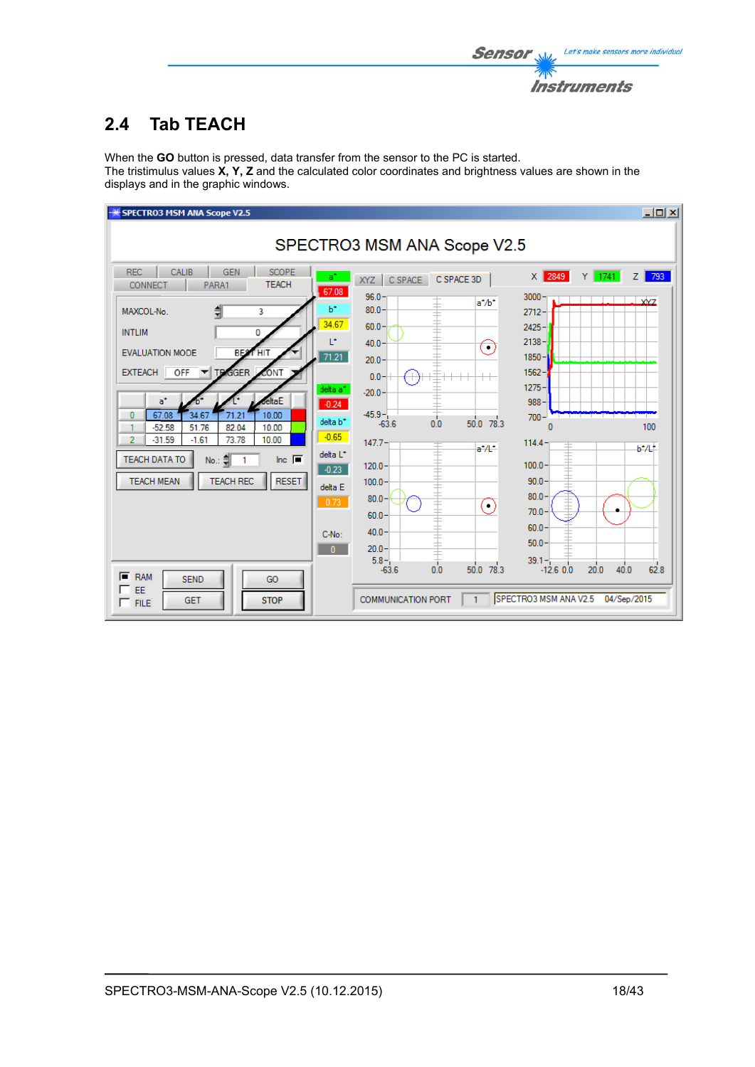## 2.4 Tab TEACH

When the **GO** button is pressed, data transfer from the sensor to the PC is started.
The tristimulus values **X, Y, Z** and the calculated color coordinates and brightness values are shown in the displays and in the graphic windows.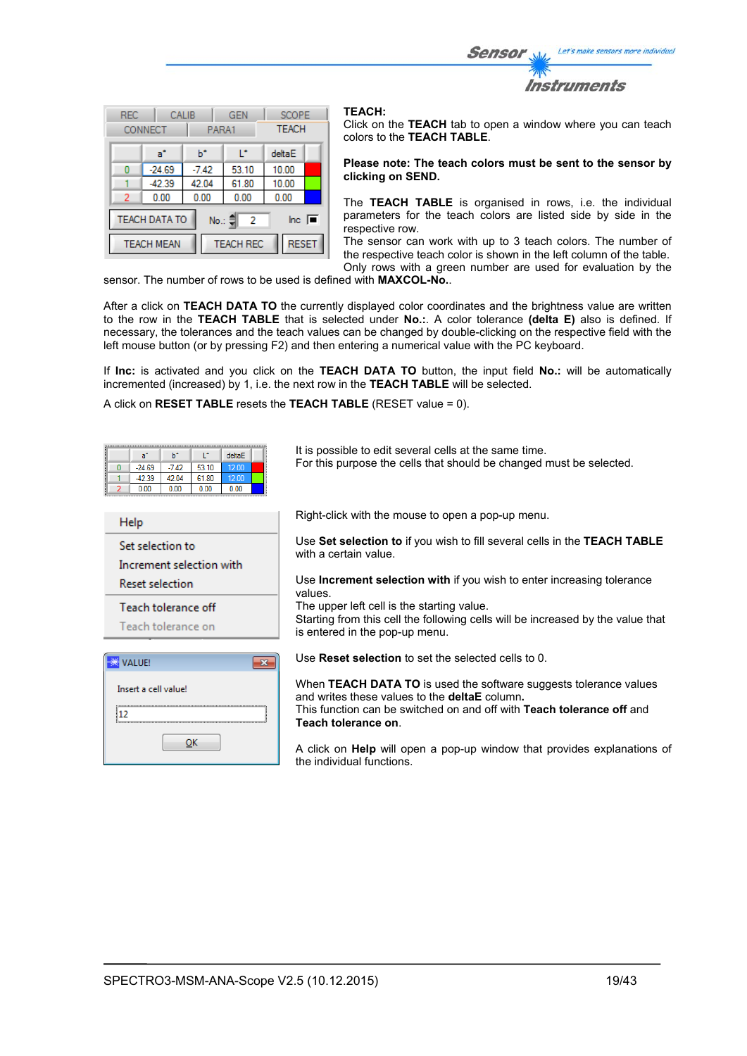**TEACH:**
Click on the **TEACH** tab to open a window where you can teach colors to the **TEACH TABLE**.

**Please note: The teach colors must be sent to the sensor by clicking on SEND.**

The **TEACH TABLE** is organised in rows, i.e. the individual parameters for the teach colors are listed side by side in the respective row.
The sensor can work with up to 3 teach colors. The number of the respective teach color is shown in the left column of the table.
Only rows with a green number are used for evaluation by the sensor. The number of rows to be used is defined with **MAXCOL-No.**.

After a click on **TEACH DATA TO** the currently displayed color coordinates and the brightness value are written to the row in the **TEACH TABLE** that is selected under **No.:**. A color tolerance **(delta E)** also is defined. If necessary, the tolerances and the teach values can be changed by double-clicking on the respective field with the left mouse button (or by pressing F2) and then entering a numerical value with the PC keyboard.

If **Inc:** is activated and you click on the **TEACH DATA TO** button, the input field **No.:** will be automatically incremented (increased) by 1, i.e. the next row in the **TEACH TABLE** will be selected.

A click on **RESET TABLE** resets the **TEACH TABLE** (RESET value = 0).

It is possible to edit several cells at the same time.
For this purpose the cells that should be changed must be selected.

Right-click with the mouse to open a pop-up menu.

Use **Set selection to** if you wish to fill several cells in the **TEACH TABLE** with a certain value.

Use **Increment selection with** if you wish to enter increasing tolerance values.
The upper left cell is the starting value.
Starting from this cell the following cells will be increased by the value that is entered in the pop-up menu.

Use **Reset selection** to set the selected cells to 0.

When **TEACH DATA TO** is used the software suggests tolerance values and writes these values to the **deltaE** column**.**
This function can be switched on and off with **Teach tolerance off** and **Teach tolerance on**.

A click on **Help** will open a pop-up window that provides explanations of the individual functions.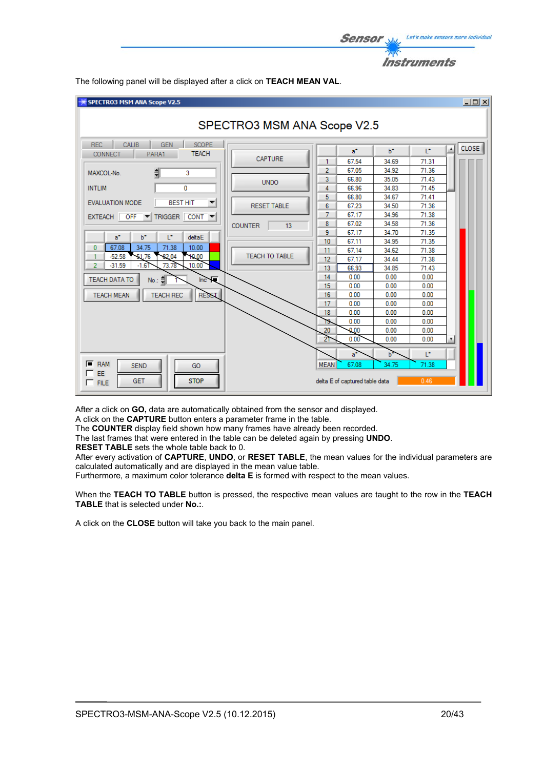The following panel will be displayed after a click on **TEACH MEAN VAL**.

After a click on **GO,** data are automatically obtained from the sensor and displayed.
A click on the **CAPTURE** button enters a parameter frame in the table.
The **COUNTER** display field shown how many frames have already been recorded.
The last frames that were entered in the table can be deleted again by pressing **UNDO**.
**RESET TABLE** sets the whole table back to 0.
After every activation of **CAPTURE**, **UNDO**, or **RESET TABLE**, the mean values for the individual parameters are calculated automatically and are displayed in the mean value table.
Furthermore, a maximum color tolerance **delta E** is formed with respect to the mean values.

When the **TEACH TO TABLE** button is pressed, the respective mean values are taught to the row in the **TEACH TABLE** that is selected under **No.:**.

A click on the **CLOSE** button will take you back to the main panel.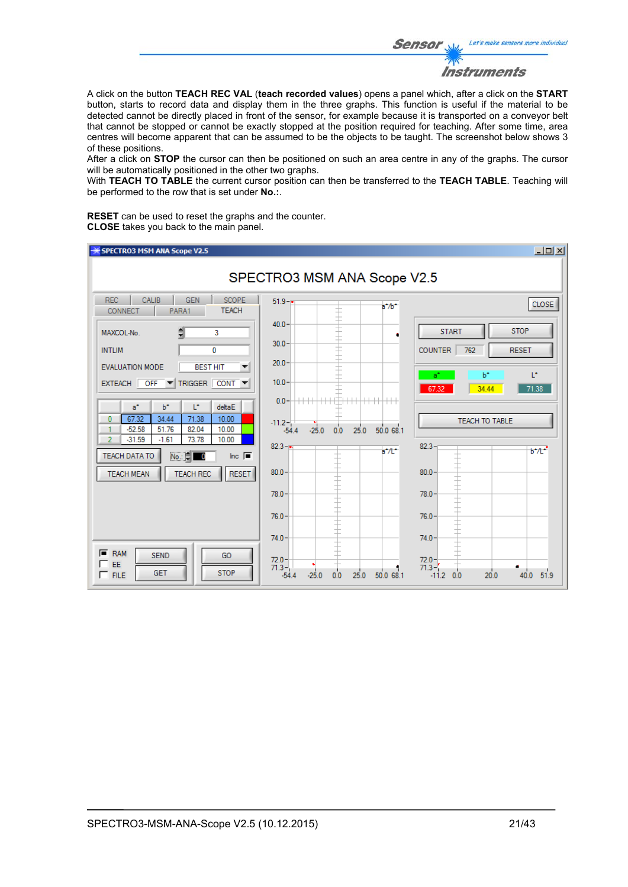A click on the button **TEACH REC VAL** (**teach recorded values**) opens a panel which, after a click on the **START** button, starts to record data and display them in the three graphs. This function is useful if the material to be detected cannot be directly placed in front of the sensor, for example because it is transported on a conveyor belt that cannot be stopped or cannot be exactly stopped at the position required for teaching. After some time, area centres will become apparent that can be assumed to be the objects to be taught. The screenshot below shows 3 of these positions.

After a click on **STOP** the cursor can then be positioned on such an area centre in any of the graphs. The cursor will be automatically positioned in the other two graphs.

With **TEACH TO TABLE** the current cursor position can then be transferred to the **TEACH TABLE**. Teaching will be performed to the row that is set under **No.:**.

**RESET** can be used to reset the graphs and the counter.
**CLOSE** takes you back to the main panel.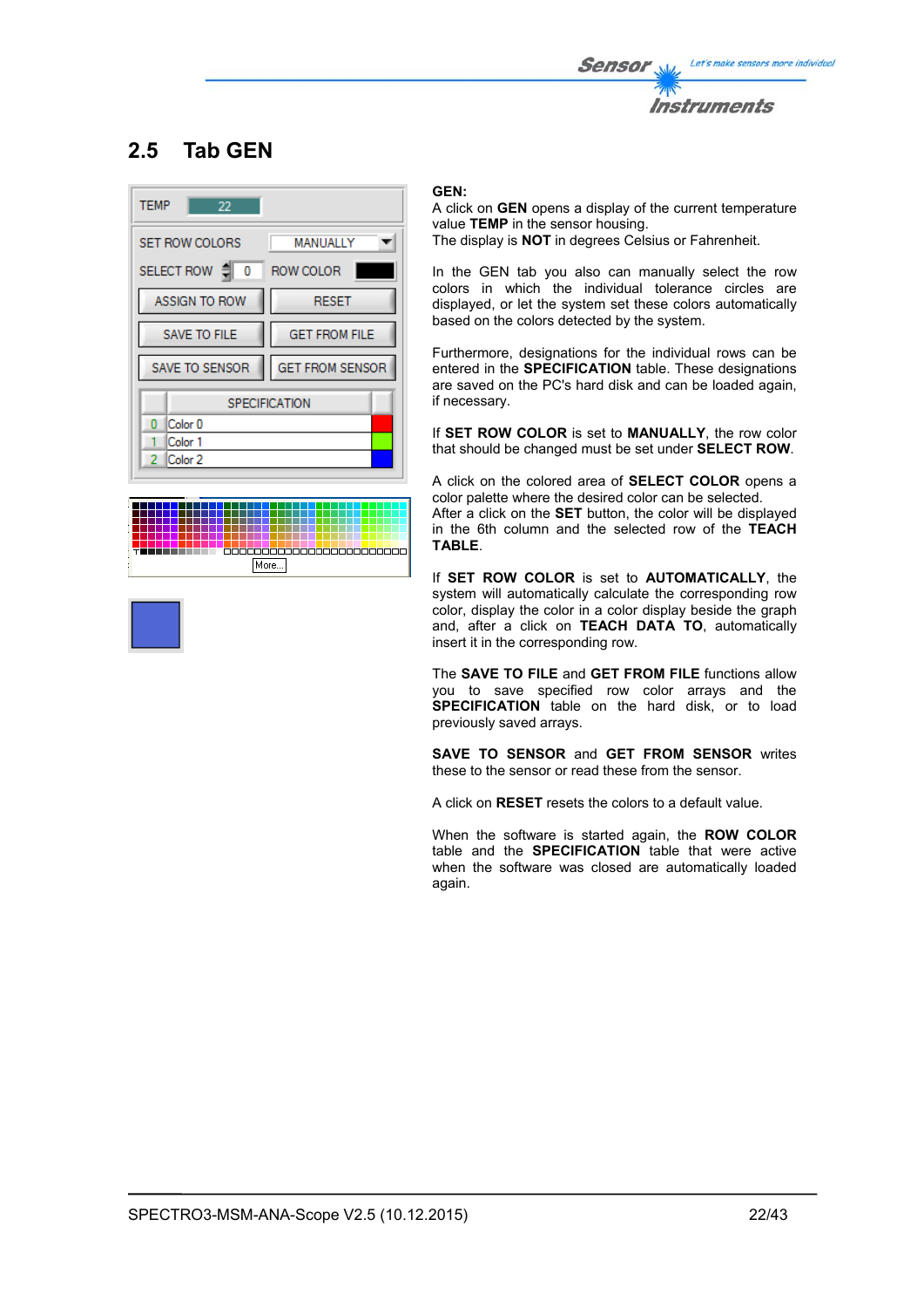## 2.5 Tab GEN

**GEN:**
A click on **GEN** opens a display of the current temperature value **TEMP** in the sensor housing.
The display is **NOT** in degrees Celsius or Fahrenheit.

In the GEN tab you also can manually select the row colors in which the individual tolerance circles are displayed, or let the system set these colors automatically based on the colors detected by the system.

Furthermore, designations for the individual rows can be entered in the **SPECIFICATION** table. These designations are saved on the PC's hard disk and can be loaded again, if necessary.

If **SET ROW COLOR** is set to **MANUALLY**, the row color that should be changed must be set under **SELECT ROW**.

A click on the colored area of **SELECT COLOR** opens a color palette where the desired color can be selected.
After a click on the **SET** button, the color will be displayed in the 6th column and the selected row of the **TEACH TABLE**.

If **SET ROW COLOR** is set to **AUTOMATICALLY**, the system will automatically calculate the corresponding row color, display the color in a color display beside the graph and, after a click on **TEACH DATA TO**, automatically insert it in the corresponding row.

The **SAVE TO FILE** and **GET FROM FILE** functions allow you to save specified row color arrays and the **SPECIFICATION** table on the hard disk, or to load previously saved arrays.

**SAVE TO SENSOR** and **GET FROM SENSOR** writes these to the sensor or read these from the sensor.

A click on **RESET** resets the colors to a default value.

When the software is started again, the **ROW COLOR** table and the **SPECIFICATION** table that were active when the software was closed are automatically loaded again.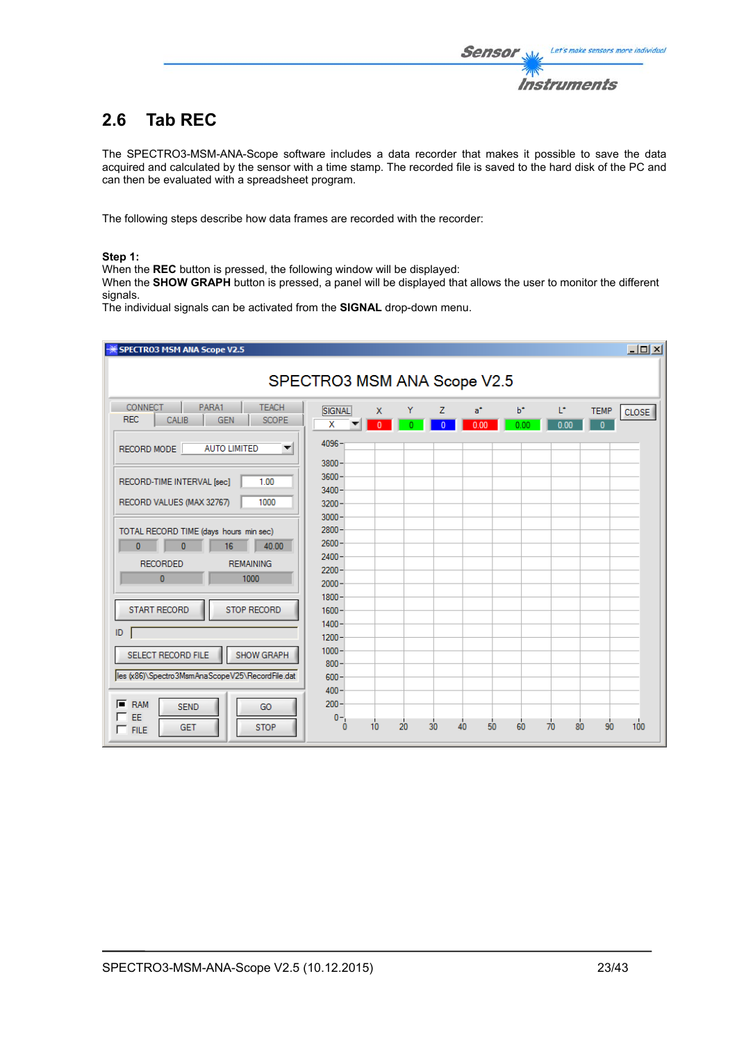## 2.6 Tab REC

The SPECTRO3-MSM-ANA-Scope software includes a data recorder that makes it possible to save the data acquired and calculated by the sensor with a time stamp. The recorded file is saved to the hard disk of the PC and can then be evaluated with a spreadsheet program.

The following steps describe how data frames are recorded with the recorder:

**Step 1:**
When the **REC** button is pressed, the following window will be displayed:
When the **SHOW GRAPH** button is pressed, a panel will be displayed that allows the user to monitor the different signals.
The individual signals can be activated from the **SIGNAL** drop-down menu.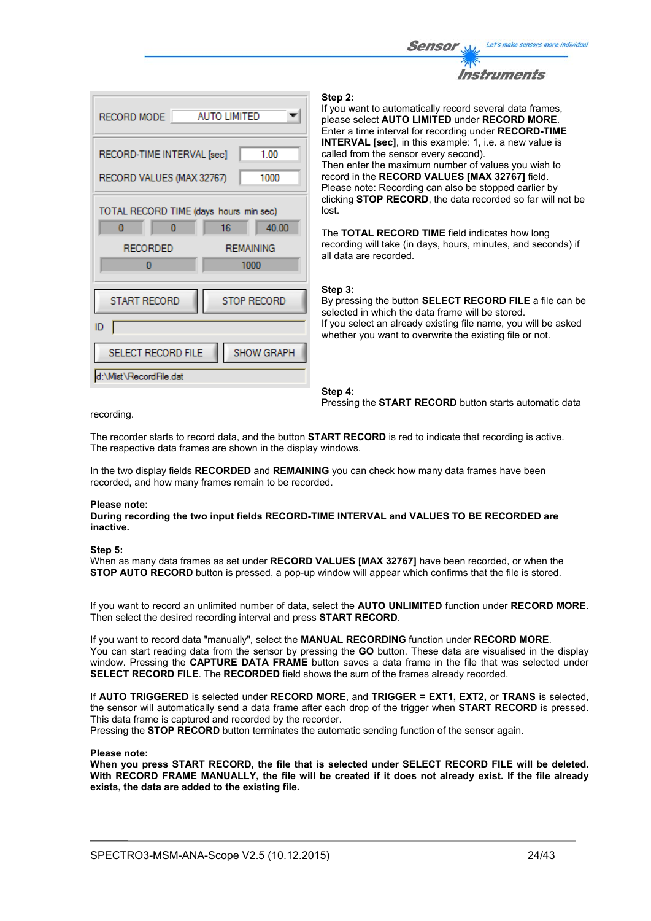| | |
|---|---|
| RECORD MODE | AUTO LIMITED |
| RECORD-TIME INTERVAL [sec] | 1.00 |
| RECORD VALUES (MAX 32767) | 1000 |

TOTAL RECORD TIME (days hours min sec)

| days | hours | min | sec |
|---|---|---|---|
| 0 | 0 | 16 | 40.00 |

| RECORDED | REMAINING |
|---|---|
| 0 | 1000 |

START RECORD | STOP RECORD

ID

SELECT RECORD FILE | SHOW GRAPH

d:\Mist\RecordFile.dat

**Step 2:**
If you want to automatically record several data frames, please select **AUTO LIMITED** under **RECORD MORE**.
Enter a time interval for recording under **RECORD-TIME INTERVAL [sec]**, in this example: 1, i.e. a new value is called from the sensor every second).
Then enter the maximum number of values you wish to record in the **RECORD VALUES [MAX 32767]** field.
Please note: Recording can also be stopped earlier by clicking **STOP RECORD**, the data recorded so far will not be lost.

The **TOTAL RECORD TIME** field indicates how long recording will take (in days, hours, minutes, and seconds) if all data are recorded.

**Step 3:**
By pressing the button **SELECT RECORD FILE** a file can be selected in which the data frame will be stored.
If you select an already existing file name, you will be asked whether you want to overwrite the existing file or not.

**Step 4:**
Pressing the **START RECORD** button starts automatic data recording.

The recorder starts to record data, and the button **START RECORD** is red to indicate that recording is active.
The respective data frames are shown in the display windows.

In the two display fields **RECORDED** and **REMAINING** you can check how many data frames have been recorded, and how many frames remain to be recorded.

**Please note:**
**During recording the two input fields RECORD-TIME INTERVAL and VALUES TO BE RECORDED are inactive.**

**Step 5:**
When as many data frames as set under **RECORD VALUES [MAX 32767]** have been recorded, or when the **STOP AUTO RECORD** button is pressed, a pop-up window will appear which confirms that the file is stored.

If you want to record an unlimited number of data, select the **AUTO UNLIMITED** function under **RECORD MORE**.
Then select the desired recording interval and press **START RECORD**.

If you want to record data "manually", select the **MANUAL RECORDING** function under **RECORD MORE**.
You can start reading data from the sensor by pressing the **GO** button. These data are visualised in the display window. Pressing the **CAPTURE DATA FRAME** button saves a data frame in the file that was selected under **SELECT RECORD FILE**. The **RECORDED** field shows the sum of the frames already recorded.

If **AUTO TRIGGERED** is selected under **RECORD MORE**, and **TRIGGER = EXT1, EXT2,** or **TRANS** is selected, the sensor will automatically send a data frame after each drop of the trigger when **START RECORD** is pressed.
This data frame is captured and recorded by the recorder.
Pressing the **STOP RECORD** button terminates the automatic sending function of the sensor again.

**Please note:**
**When you press START RECORD, the file that is selected under SELECT RECORD FILE will be deleted. With RECORD FRAME MANUALLY, the file will be created if it does not already exist. If the file already exists, the data are added to the existing file.**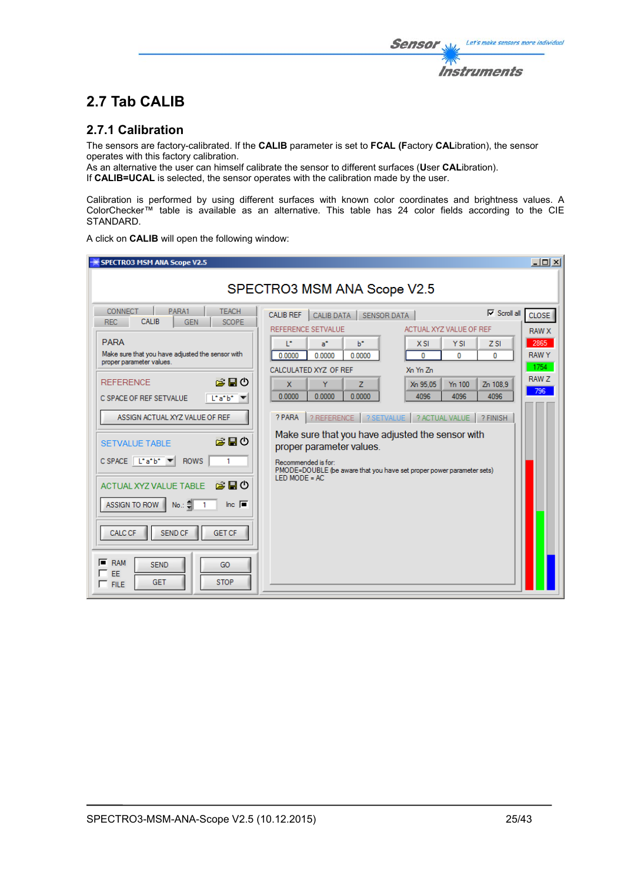## 2.7 Tab CALIB

### 2.7.1 Calibration

The sensors are factory-calibrated. If the **CALIB** parameter is set to **FCAL (F**actory **CAL**ibration), the sensor operates with this factory calibration.
As an alternative the user can himself calibrate the sensor to different surfaces (**U**ser **CAL**ibration).
If **CALIB=UCAL** is selected, the sensor operates with the calibration made by the user.

Calibration is performed by using different surfaces with known color coordinates and brightness values. A ColorChecker™ table is available as an alternative. This table has 24 color fields according to the CIE STANDARD.

A click on **CALIB** will open the following window: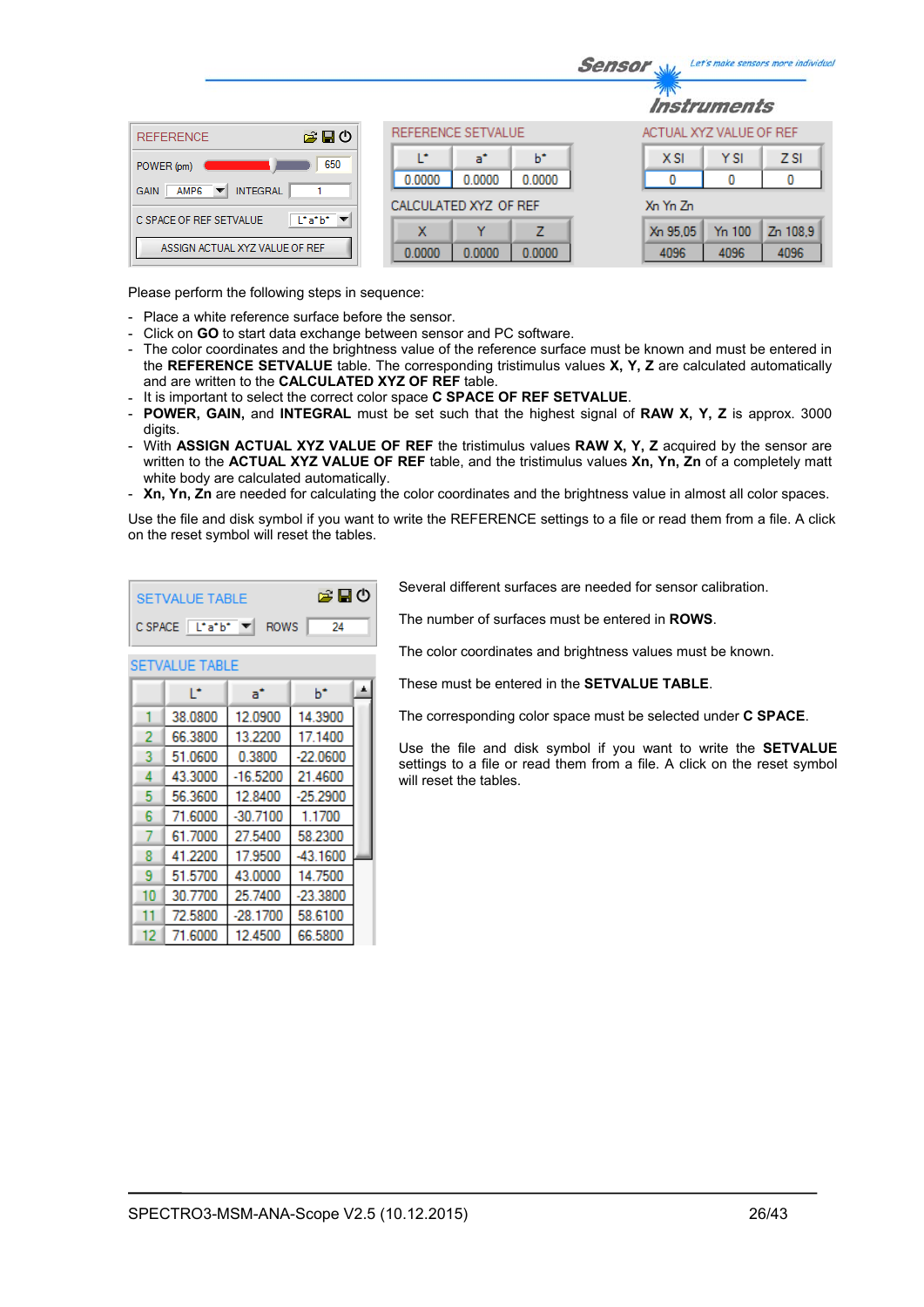| REFERENCE | | | |
|---|---|---|---|
| POWER (pm) | 650 | | |
| GAIN | AMP6 | INTEGRAL | 1 |
| C SPACE OF REF SETVALUE | L*a*b* | | |
| ASSIGN ACTUAL XYZ VALUE OF REF | | | |

**REFERENCE SETVALUE**

| L* | a* | b* |
|---|---|---|
| 0.0000 | 0.0000 | 0.0000 |

**CALCULATED XYZ OF REF**

| X | Y | Z |
|---|---|---|
| 0.0000 | 0.0000 | 0.0000 |

**ACTUAL XYZ VALUE OF REF**

| X SI | Y SI | Z SI |
|---|---|---|
| 0 | 0 | 0 |

**Xn Yn Zn**

| Xn 95,05 | Yn 100 | Zn 108,9 |
|---|---|---|
| 4096 | 4096 | 4096 |

Please perform the following steps in sequence:

- Place a white reference surface before the sensor.
- Click on **GO** to start data exchange between sensor and PC software.
- The color coordinates and the brightness value of the reference surface must be known and must be entered in the **REFERENCE SETVALUE** table. The corresponding tristimulus values **X, Y, Z** are calculated automatically and are written to the **CALCULATED XYZ OF REF** table.
- It is important to select the correct color space **C SPACE OF REF SETVALUE**.
- **POWER, GAIN,** and **INTEGRAL** must be set such that the highest signal of **RAW X, Y, Z** is approx. 3000 digits.
- With **ASSIGN ACTUAL XYZ VALUE OF REF** the tristimulus values **RAW X, Y, Z** acquired by the sensor are written to the **ACTUAL XYZ VALUE OF REF** table, and the tristimulus values **Xn, Yn, Zn** of a completely matt white body are calculated automatically.
- **Xn, Yn, Zn** are needed for calculating the color coordinates and the brightness value in almost all color spaces.

Use the file and disk symbol if you want to write the REFERENCE settings to a file or read them from a file. A click on the reset symbol will reset the tables.

| SETVALUE TABLE | | | |
|---|---|---|---|
| C SPACE | L*a*b* | ROWS | 24 |

**SETVALUE TABLE**

| | L* | a* | b* |
|---|---|---|---|
| 1 | 38.0800 | 12.0900 | 14.3900 |
| 2 | 66.3800 | 13.2200 | 17.1400 |
| 3 | 51.0600 | 0.3800 | -22.0600 |
| 4 | 43.3000 | -16.5200 | 21.4600 |
| 5 | 56.3600 | 12.8400 | -25.2900 |
| 6 | 71.6000 | -30.7100 | 1.1700 |
| 7 | 61.7000 | 27.5400 | 58.2300 |
| 8 | 41.2200 | 17.9500 | -43.1600 |
| 9 | 51.5700 | 43.0000 | 14.7500 |
| 10 | 30.7700 | 25.7400 | -23.3800 |
| 11 | 72.5800 | -28.1700 | 58.6100 |
| 12 | 71.6000 | 12.4500 | 66.5800 |

Several different surfaces are needed for sensor calibration.

The number of surfaces must be entered in **ROWS**.

The color coordinates and brightness values must be known.

These must be entered in the **SETVALUE TABLE**.

The corresponding color space must be selected under **C SPACE**.

Use the file and disk symbol if you want to write the **SETVALUE** settings to a file or read them from a file. A click on the reset symbol will reset the tables.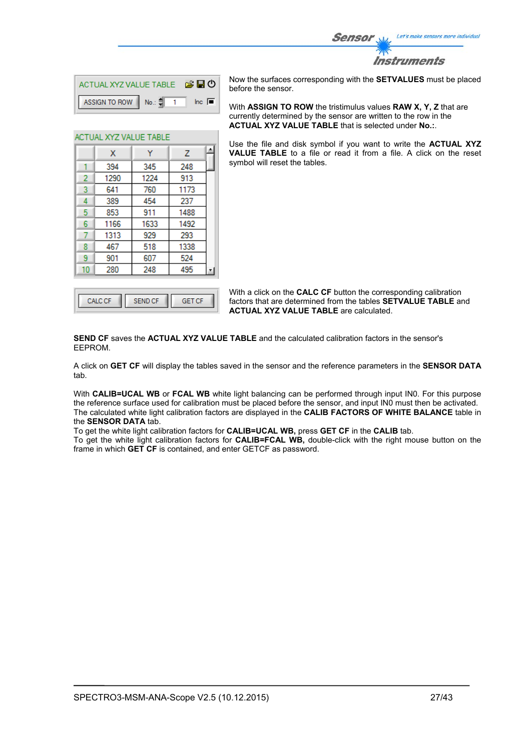ACTUAL XYZ VALUE TABLE

ASSIGN TO ROW    No.: 1    Inc

Now the surfaces corresponding with the **SETVALUES** must be placed before the sensor.

With **ASSIGN TO ROW** the tristimulus values **RAW X, Y, Z** that are currently determined by the sensor are written to the row in the **ACTUAL XYZ VALUE TABLE** that is selected under **No.:**.

Use the file and disk symbol if you want to write the **ACTUAL XYZ VALUE TABLE** to a file or read it from a file. A click on the reset symbol will reset the tables.

ACTUAL XYZ VALUE TABLE

| | X | Y | Z |
|---|---|---|---|
| 1 | 394 | 345 | 248 |
| 2 | 1290 | 1224 | 913 |
| 3 | 641 | 760 | 1173 |
| 4 | 389 | 454 | 237 |
| 5 | 853 | 911 | 1488 |
| 6 | 1166 | 1633 | 1492 |
| 7 | 1313 | 929 | 293 |
| 8 | 467 | 518 | 1338 |
| 9 | 901 | 607 | 524 |
| 10 | 280 | 248 | 495 |

CALC CF    SEND CF    GET CF

With a click on the **CALC CF** button the corresponding calibration factors that are determined from the tables **SETVALUE TABLE** and **ACTUAL XYZ VALUE TABLE** are calculated.

**SEND CF** saves the **ACTUAL XYZ VALUE TABLE** and the calculated calibration factors in the sensor's EEPROM.

A click on **GET CF** will display the tables saved in the sensor and the reference parameters in the **SENSOR DATA** tab.

With **CALIB=UCAL WB** or **FCAL WB** white light balancing can be performed through input IN0. For this purpose the reference surface used for calibration must be placed before the sensor, and input IN0 must then be activated. The calculated white light calibration factors are displayed in the **CALIB FACTORS OF WHITE BALANCE** table in the **SENSOR DATA** tab.
To get the white light calibration factors for **CALIB=UCAL WB,** press **GET CF** in the **CALIB** tab.
To get the white light calibration factors for **CALIB=FCAL WB,** double-click with the right mouse button on the frame in which **GET CF** is contained, and enter GETCF as password.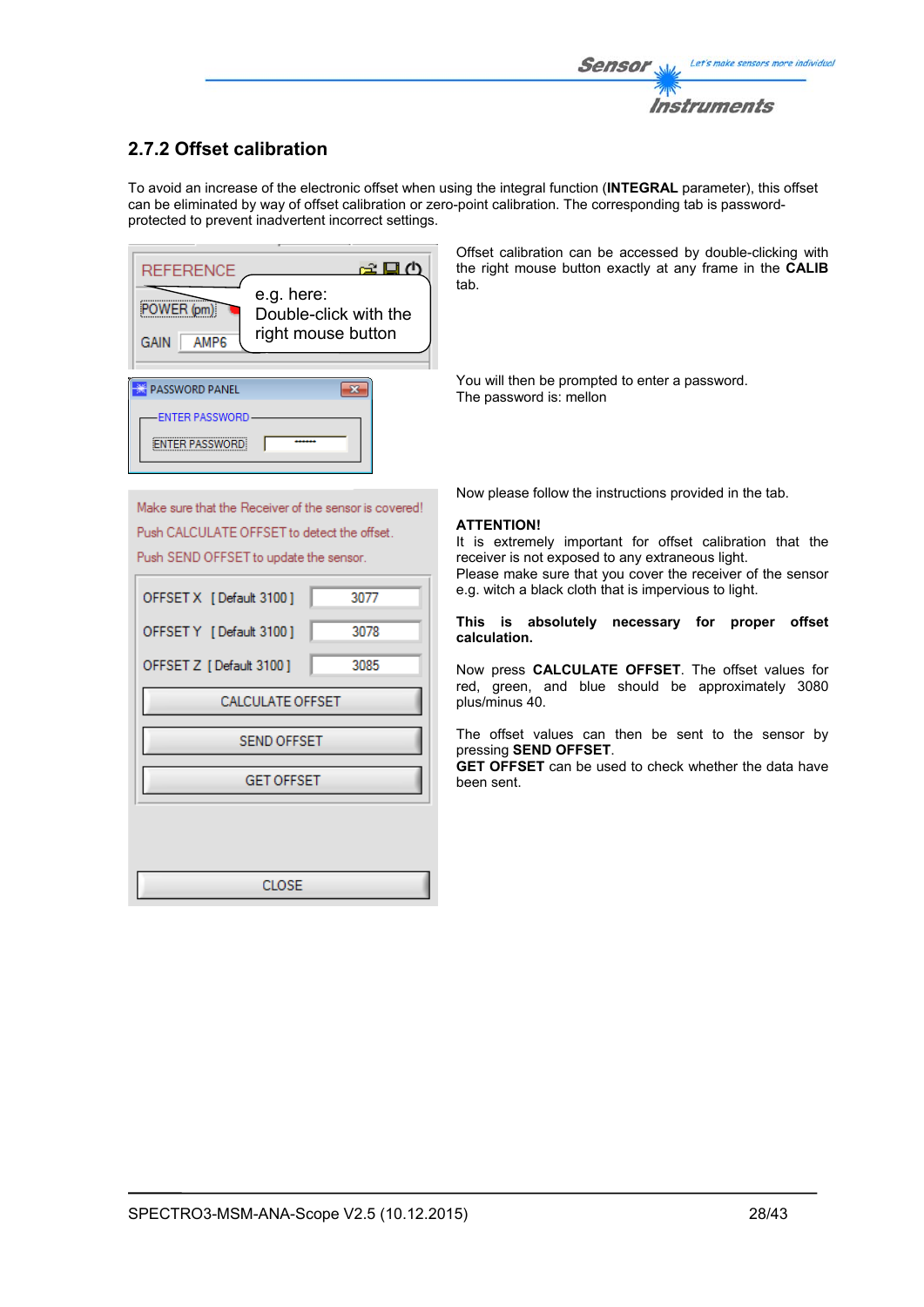## 2.7.2 Offset calibration

To avoid an increase of the electronic offset when using the integral function (**INTEGRAL** parameter), this offset can be eliminated by way of offset calibration or zero-point calibration. The corresponding tab is password-protected to prevent inadvertent incorrect settings.

Offset calibration can be accessed by double-clicking with the right mouse button exactly at any frame in the **CALIB** tab.

You will then be prompted to enter a password.
The password is: mellon

Now please follow the instructions provided in the tab.

**ATTENTION!**
It is extremely important for offset calibration that the receiver is not exposed to any extraneous light.
Please make sure that you cover the receiver of the sensor e.g. witch a black cloth that is impervious to light.

**This is absolutely necessary for proper offset calibration.**

Now press **CALCULATE OFFSET**. The offset values for red, green, and blue should be approximately 3080 plus/minus 40.

The offset values can then be sent to the sensor by pressing **SEND OFFSET**.
**GET OFFSET** can be used to check whether the data have been sent.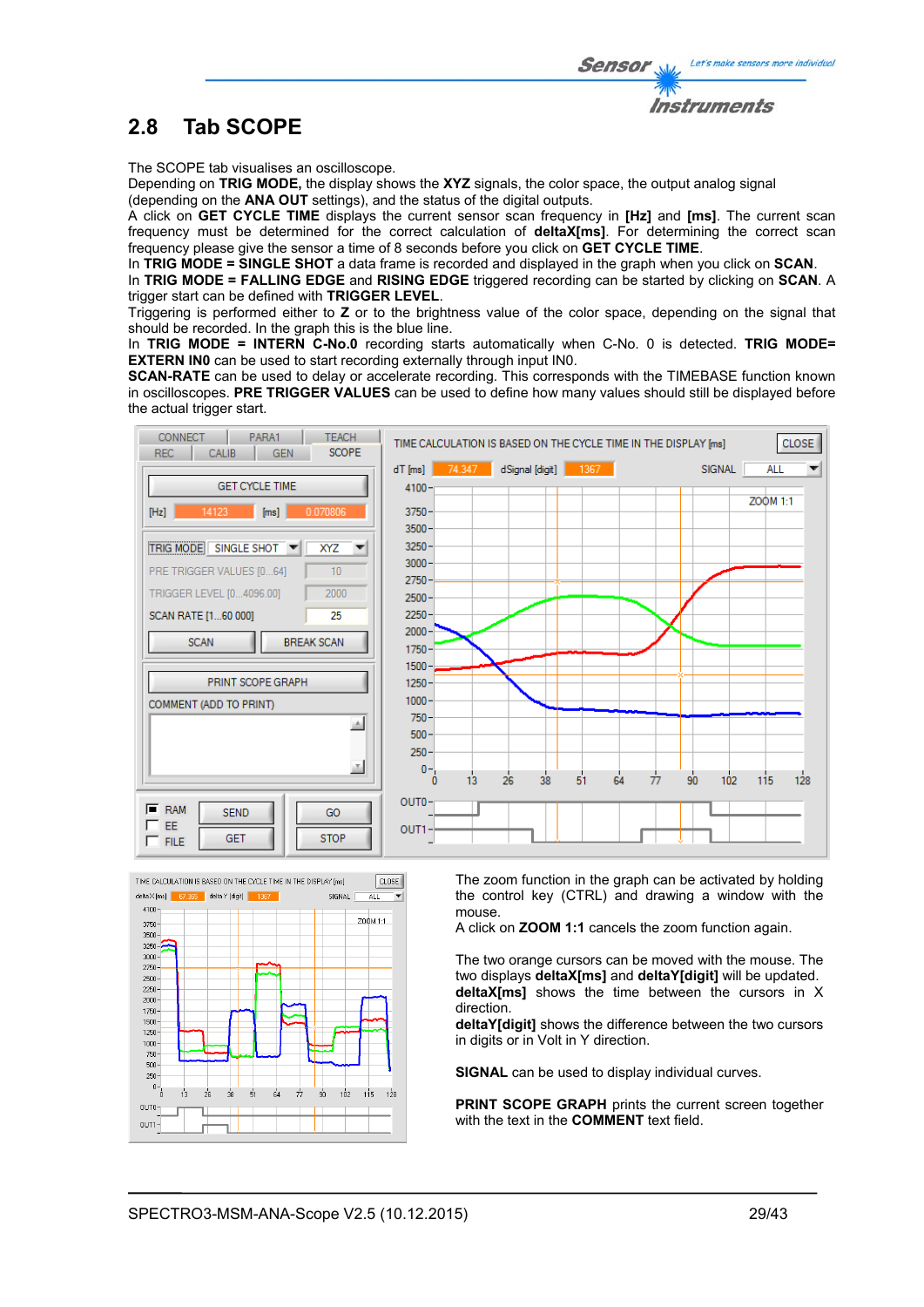## 2.8 Tab SCOPE

The SCOPE tab visualises an oscilloscope.
Depending on **TRIG MODE,** the display shows the **XYZ** signals, the color space, the output analog signal (depending on the **ANA OUT** settings), and the status of the digital outputs.
A click on **GET CYCLE TIME** displays the current sensor scan frequency in **[Hz]** and **[ms]**. The current scan frequency must be determined for the correct calculation of **deltaX[ms]**. For determining the correct scan frequency please give the sensor a time of 8 seconds before you click on **GET CYCLE TIME**.
In **TRIG MODE = SINGLE SHOT** a data frame is recorded and displayed in the graph when you click on **SCAN**.
In **TRIG MODE = FALLING EDGE** and **RISING EDGE** triggered recording can be started by clicking on **SCAN**. A trigger start can be defined with **TRIGGER LEVEL**.
Triggering is performed either to **Z** or to the brightness value of the color space, depending on the signal that should be recorded. In the graph this is the blue line.
In **TRIG MODE = INTERN C-No.0** recording starts automatically when C-No. 0 is detected. **TRIG MODE= EXTERN IN0** can be used to start recording externally through input IN0.
**SCAN-RATE** can be used to delay or accelerate recording. This corresponds with the TIMEBASE function known in oscilloscopes. **PRE TRIGGER VALUES** can be used to define how many values should still be displayed before the actual trigger start.

The zoom function in the graph can be activated by holding the control key (CTRL) and drawing a window with the mouse.
A click on **ZOOM 1:1** cancels the zoom function again.

The two orange cursors can be moved with the mouse. The two displays **deltaX[ms]** and **deltaY[digit]** will be updated.
**deltaX[ms]** shows the time between the cursors in X direction.
**deltaY[digit]** shows the difference between the two cursors in digits or in Volt in Y direction.

**SIGNAL** can be used to display individual curves.

**PRINT SCOPE GRAPH** prints the current screen together with the text in the **COMMENT** text field.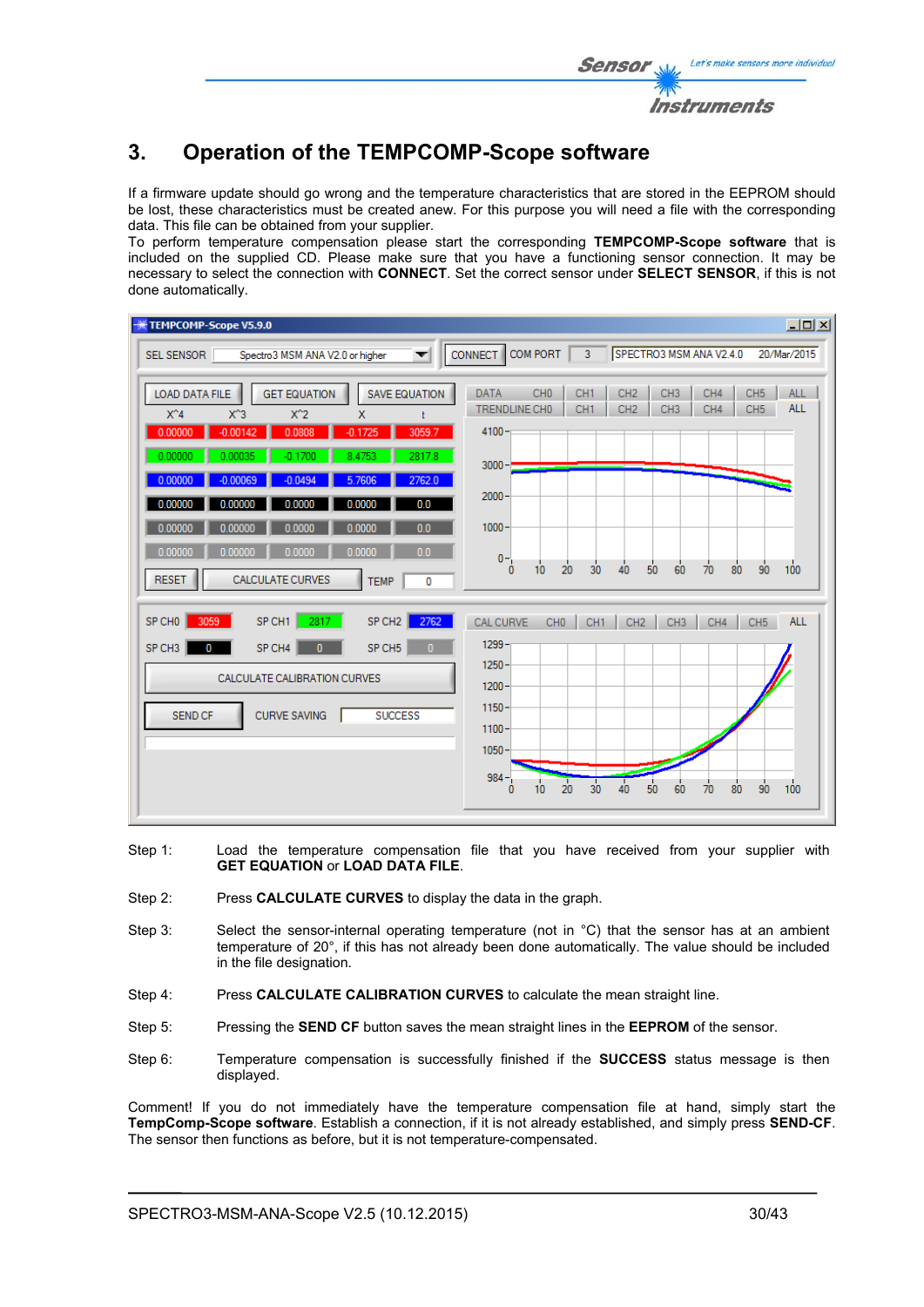## 3. Operation of the TEMPCOMP-Scope software

If a firmware update should go wrong and the temperature characteristics that are stored in the EEPROM should be lost, these characteristics must be created anew. For this purpose you will need a file with the corresponding data. This file can be obtained from your supplier.
To perform temperature compensation please start the corresponding **TEMPCOMP-Scope software** that is included on the supplied CD. Please make sure that you have a functioning sensor connection. It may be necessary to select the connection with **CONNECT**. Set the correct sensor under **SELECT SENSOR**, if this is not done automatically.

Step 1: Load the temperature compensation file that you have received from your supplier with **GET EQUATION** or **LOAD DATA FILE**.

Step 2: Press **CALCULATE CURVES** to display the data in the graph.

Step 3: Select the sensor-internal operating temperature (not in °C) that the sensor has at an ambient temperature of 20°, if this has not already been done automatically. The value should be included in the file designation.

Step 4: Press **CALCULATE CALIBRATION CURVES** to calculate the mean straight line.

Step 5: Pressing the **SEND CF** button saves the mean straight lines in the **EEPROM** of the sensor.

Step 6: Temperature compensation is successfully finished if the **SUCCESS** status message is then displayed.

Comment! If you do not immediately have the temperature compensation file at hand, simply start the **TempComp-Scope software**. Establish a connection, if it is not already established, and simply press **SEND-CF**. The sensor then functions as before, but it is not temperature-compensated.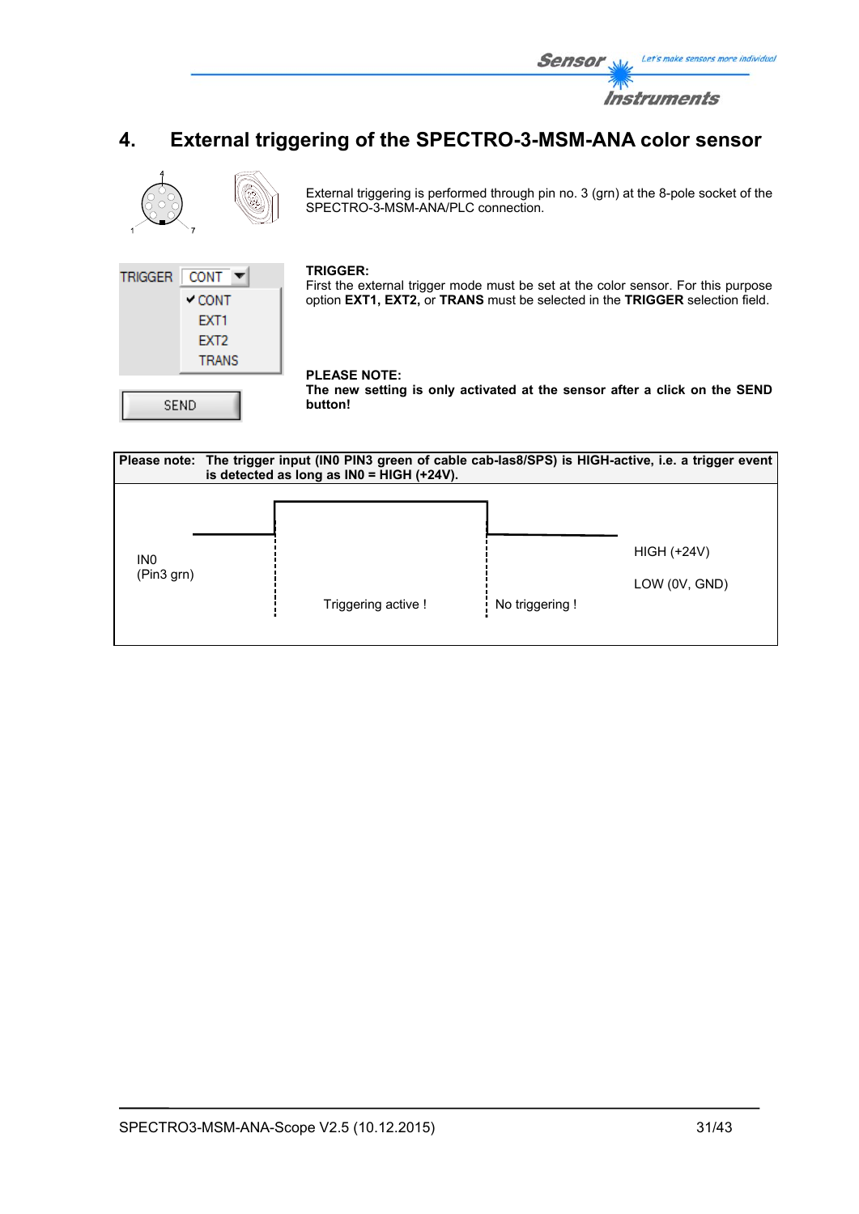# 4. External triggering of the SPECTRO-3-MSM-ANA color sensor

External triggering is performed through pin no. 3 (grn) at the 8-pole socket of the SPECTRO-3-MSM-ANA/PLC connection.

TRIGGER CONT
✔ CONT
EXT1
EXT2
TRANS

SEND

**TRIGGER:**
First the external trigger mode must be set at the color sensor. For this purpose option **EXT1, EXT2,** or **TRANS** must be selected in the **TRIGGER** selection field.

**PLEASE NOTE:**
**The new setting is only activated at the sensor after a click on the SEND button!**

**Please note: The trigger input (IN0 PIN3 green of cable cab-las8/SPS) is HIGH-active, i.e. a trigger event is detected as long as IN0 = HIGH (+24V).**

IN0
(Pin3 grn)

Triggering active !

No triggering !

HIGH (+24V)

LOW (0V, GND)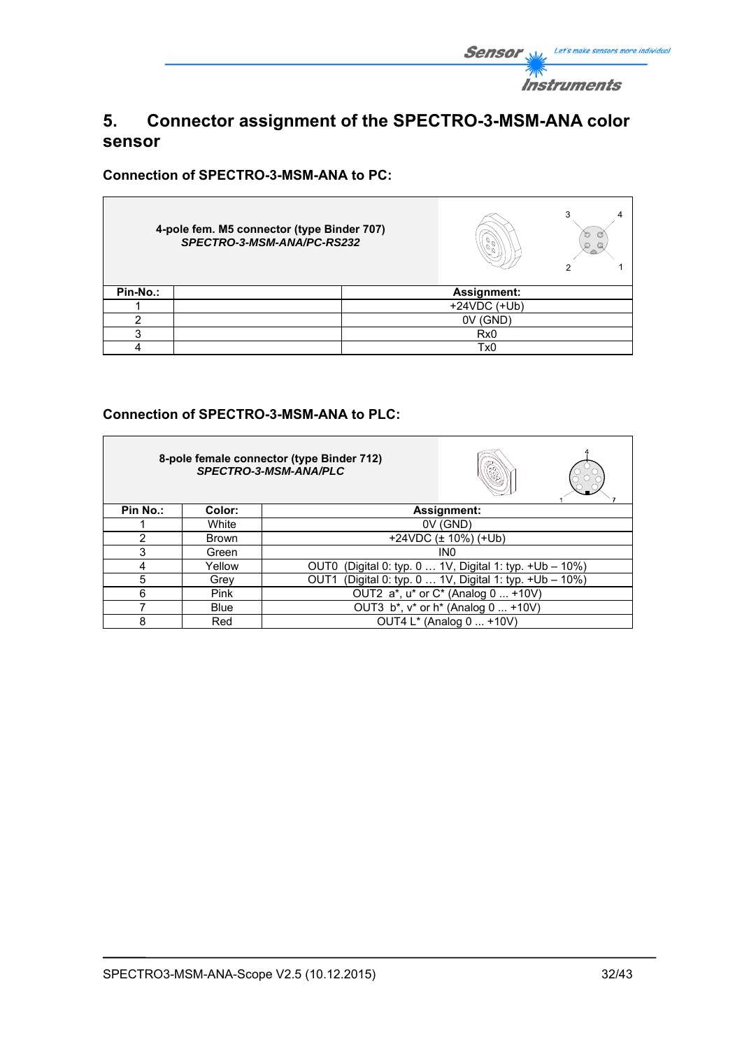# 5. Connector assignment of the SPECTRO-3-MSM-ANA color sensor

### Connection of SPECTRO-3-MSM-ANA to PC:

| 4-pole fem. M5 connector (type Binder 707) *SPECTRO-3-MSM-ANA/PC-RS232* | | |
|---|---|---|
| **Pin-No.:** | | **Assignment:** |
| 1 | | +24VDC (+Ub) |
| 2 | | 0V (GND) |
| 3 | | Rx0 |
| 4 | | Tx0 |

### Connection of SPECTRO-3-MSM-ANA to PLC:

| 8-pole female connector (type Binder 712) *SPECTRO-3-MSM-ANA/PLC* | | |
|---|---|---|
| **Pin No.:** | **Color:** | **Assignment:** |
| 1 | White | 0V (GND) |
| 2 | Brown | +24VDC (± 10%) (+Ub) |
| 3 | Green | IN0 |
| 4 | Yellow | OUT0 (Digital 0: typ. 0 … 1V, Digital 1: typ. +Ub – 10%) |
| 5 | Grey | OUT1 (Digital 0: typ. 0 … 1V, Digital 1: typ. +Ub – 10%) |
| 6 | Pink | OUT2 a*, u* or C* (Analog 0 ... +10V) |
| 7 | Blue | OUT3 b*, v* or h* (Analog 0 ... +10V) |
| 8 | Red | OUT4 L* (Analog 0 ... +10V) |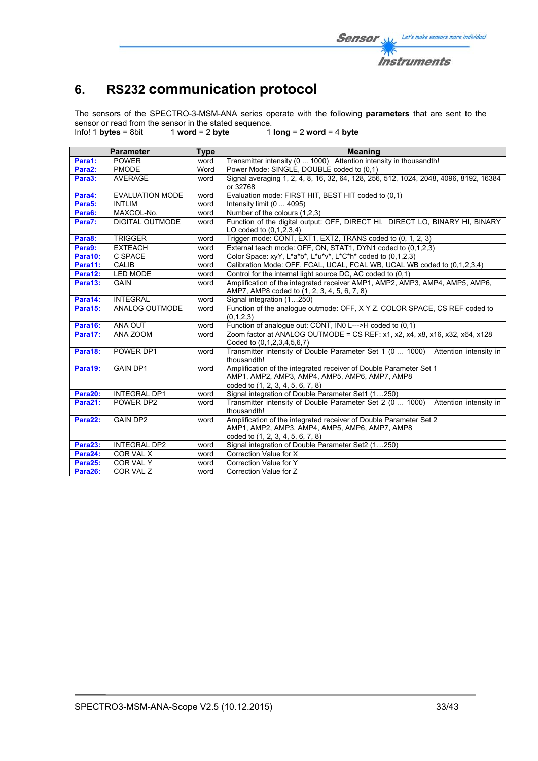## 6. RS232 communication protocol

The sensors of the SPECTRO-3-MSM-ANA series operate with the following **parameters** that are sent to the sensor or read from the sensor in the stated sequence.

Info! 1 **bytes** = 8bit 1 **word** = 2 **byte** 1 **long** = 2 **word** = 4 **byte**

| Parameter | | Type | Meaning |
|---|---|---|---|
| **Para1:** | POWER | word | Transmitter intensity (0 ... 1000) Attention intensity in thousandth! |
| **Para2:** | PMODE | Word | Power Mode: SINGLE, DOUBLE coded to (0,1) |
| **Para3:** | AVERAGE | word | Signal averaging 1, 2, 4, 8, 16, 32, 64, 128, 256, 512, 1024, 2048, 4096, 8192, 16384 or 32768 |
| **Para4:** | EVALUATION MODE | word | Evaluation mode: FIRST HIT, BEST HIT coded to (0,1) |
| **Para5:** | INTLIM | word | Intensity limit (0 ... 4095) |
| **Para6:** | MAXCOL-No. | word | Number of the colours (1,2,3) |
| **Para7:** | DIGITAL OUTMODE | word | Function of the digital output: OFF, DIRECT HI, DIRECT LO, BINARY HI, BINARY LO coded to (0,1,2,3,4) |
| **Para8:** | TRIGGER | word | Trigger mode: CONT, EXT1, EXT2, TRANS coded to (0, 1, 2, 3) |
| **Para9:** | EXTEACH | word | External teach mode: OFF, ON, STAT1, DYN1 coded to (0,1,2,3) |
| **Para10:** | C SPACE | word | Color Space: xyY, L*a*b*, L*u*v*, L*C*h* coded to (0,1,2,3) |
| **Para11:** | CALIB | word | Calibration Mode: OFF, FCAL, UCAL, FCAL WB, UCAL WB coded to (0,1,2,3,4) |
| **Para12:** | LED MODE | word | Control for the internal light source DC, AC coded to (0,1) |
| **Para13:** | GAIN | word | Amplification of the integrated receiver AMP1, AMP2, AMP3, AMP4, AMP5, AMP6, AMP7, AMP8 coded to (1, 2, 3, 4, 5, 6, 7, 8) |
| **Para14:** | INTEGRAL | word | Signal integration (1…250) |
| **Para15:** | ANALOG OUTMODE | word | Function of the analogue outmode: OFF, X Y Z, COLOR SPACE, CS REF coded to (0,1,2,3) |
| **Para16:** | ANA OUT | word | Function of analogue out: CONT, IN0 L--->H coded to (0,1) |
| **Para17:** | ANA ZOOM | word | Zoom factor at ANALOG OUTMODE = CS REF: x1, x2, x4, x8, x16, x32, x64, x128 Coded to (0,1,2,3,4,5,6,7) |
| **Para18:** | POWER DP1 | word | Transmitter intensity of Double Parameter Set 1 (0 ... 1000) Attention intensity in thousandth! |
| **Para19:** | GAIN DP1 | word | Amplification of the integrated receiver of Double Parameter Set 1 AMP1, AMP2, AMP3, AMP4, AMP5, AMP6, AMP7, AMP8 coded to (1, 2, 3, 4, 5, 6, 7, 8) |
| **Para20:** | INTEGRAL DP1 | word | Signal integration of Double Parameter Set1 (1…250) |
| **Para21:** | POWER DP2 | word | Transmitter intensity of Double Parameter Set 2 (0 ... 1000) Attention intensity in thousandth! |
| **Para22:** | GAIN DP2 | word | Amplification of the integrated receiver of Double Parameter Set 2 AMP1, AMP2, AMP3, AMP4, AMP5, AMP6, AMP7, AMP8 coded to (1, 2, 3, 4, 5, 6, 7, 8) |
| **Para23:** | INTEGRAL DP2 | word | Signal integration of Double Parameter Set2 (1…250) |
| **Para24:** | COR VAL X | word | Correction Value for X |
| **Para25:** | COR VAL Y | word | Correction Value for Y |
| **Para26:** | COR VAL Z | word | Correction Value for Z |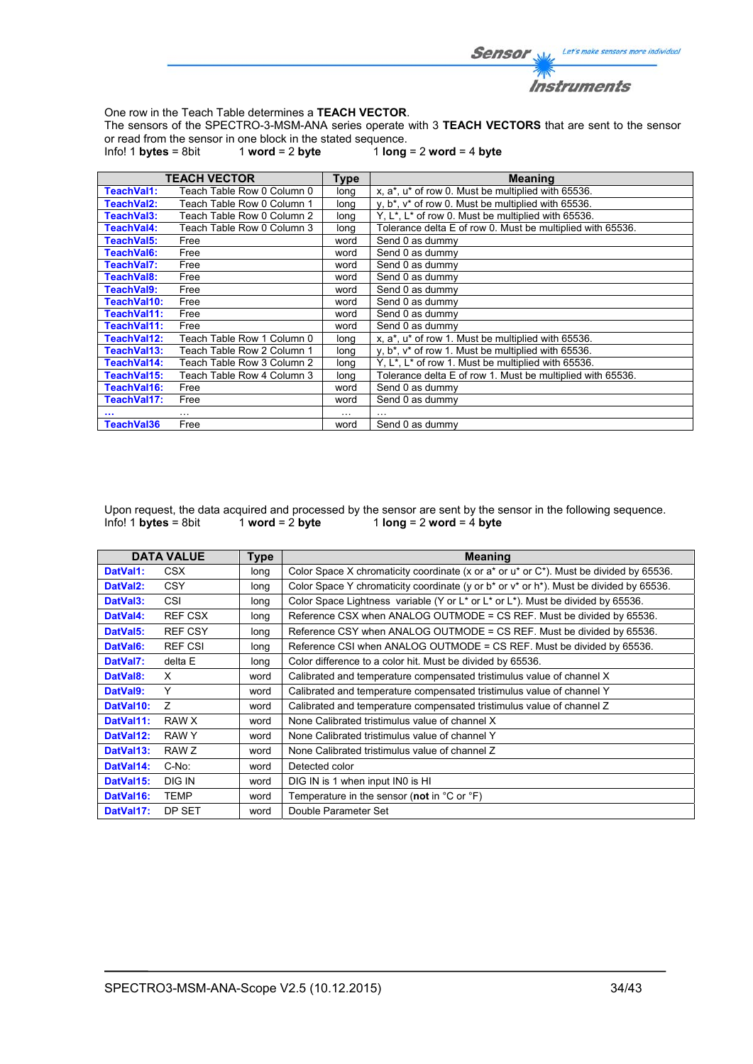One row in the Teach Table determines a **TEACH VECTOR**.
The sensors of the SPECTRO-3-MSM-ANA series operate with 3 **TEACH VECTORS** that are sent to the sensor or read from the sensor in one block in the stated sequence.
Info! 1 **bytes** = 8bit 1 **word** = 2 **byte** 1 **long** = 2 **word** = 4 **byte**

| TEACH VECTOR | | Type | Meaning |
|---|---|---|---|
| **TeachVal1:** | Teach Table Row 0 Column 0 | long | x, a*, u* of row 0. Must be multiplied with 65536. |
| **TeachVal2:** | Teach Table Row 0 Column 1 | long | y, b*, v* of row 0. Must be multiplied with 65536. |
| **TeachVal3:** | Teach Table Row 0 Column 2 | long | Y, L*, L* of row 0. Must be multiplied with 65536. |
| **TeachVal4:** | Teach Table Row 0 Column 3 | long | Tolerance delta E of row 0. Must be multiplied with 65536. |
| **TeachVal5:** | Free | word | Send 0 as dummy |
| **TeachVal6:** | Free | word | Send 0 as dummy |
| **TeachVal7:** | Free | word | Send 0 as dummy |
| **TeachVal8:** | Free | word | Send 0 as dummy |
| **TeachVal9:** | Free | word | Send 0 as dummy |
| **TeachVal10:** | Free | word | Send 0 as dummy |
| **TeachVal11:** | Free | word | Send 0 as dummy |
| **TeachVal11:** | Free | word | Send 0 as dummy |
| **TeachVal12:** | Teach Table Row 1 Column 0 | long | x, a*, u* of row 1. Must be multiplied with 65536. |
| **TeachVal13:** | Teach Table Row 2 Column 1 | long | y, b*, v* of row 1. Must be multiplied with 65536. |
| **TeachVal14:** | Teach Table Row 3 Column 2 | long | Y, L*, L* of row 1. Must be multiplied with 65536. |
| **TeachVal15:** | Teach Table Row 4 Column 3 | long | Tolerance delta E of row 1. Must be multiplied with 65536. |
| **TeachVal16:** | Free | word | Send 0 as dummy |
| **TeachVal17:** | Free | word | Send 0 as dummy |
| **...** | ... | ... | ... |
| **TeachVal36** | Free | word | Send 0 as dummy |

Upon request, the data acquired and processed by the sensor are sent by the sensor in the following sequence.
Info! 1 **bytes** = 8bit 1 **word** = 2 **byte** 1 **long** = 2 **word** = 4 **byte**

| DATA VALUE | | Type | Meaning |
|---|---|---|---|
| **DatVal1:** | CSX | long | Color Space X chromaticity coordinate (x or a* or u* or C*). Must be divided by 65536. |
| **DatVal2:** | CSY | long | Color Space Y chromaticity coordinate (y or b* or v* or h*). Must be divided by 65536. |
| **DatVal3:** | CSI | long | Color Space Lightness variable (Y or L* or L* or L*). Must be divided by 65536. |
| **DatVal4:** | REF CSX | long | Reference CSX when ANALOG OUTMODE = CS REF. Must be divided by 65536. |
| **DatVal5:** | REF CSY | long | Reference CSY when ANALOG OUTMODE = CS REF. Must be divided by 65536. |
| **DatVal6:** | REF CSI | long | Reference CSI when ANALOG OUTMODE = CS REF. Must be divided by 65536. |
| **DatVal7:** | delta E | long | Color difference to a color hit. Must be divided by 65536. |
| **DatVal8:** | X | word | Calibrated and temperature compensated tristimulus value of channel X |
| **DatVal9:** | Y | word | Calibrated and temperature compensated tristimulus value of channel Y |
| **DatVal10:** | Z | word | Calibrated and temperature compensated tristimulus value of channel Z |
| **DatVal11:** | RAW X | word | None Calibrated tristimulus value of channel X |
| **DatVal12:** | RAW Y | word | None Calibrated tristimulus value of channel Y |
| **DatVal13:** | RAW Z | word | None Calibrated tristimulus value of channel Z |
| **DatVal14:** | C-No: | word | Detected color |
| **DatVal15:** | DIG IN | word | DIG IN is 1 when input IN0 is HI |
| **DatVal16:** | TEMP | word | Temperature in the sensor (**not** in °C or °F) |
| **DatVal17:** | DP SET | word | Double Parameter Set |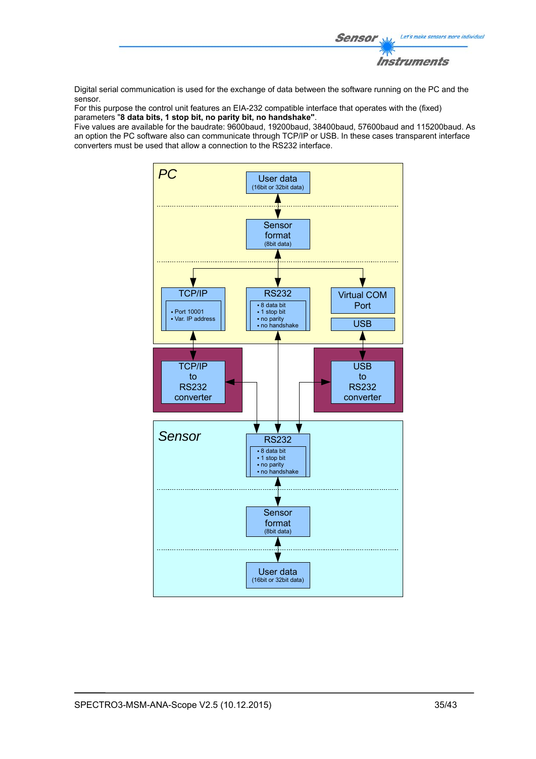Digital serial communication is used for the exchange of data between the software running on the PC and the sensor.
For this purpose the control unit features an EIA-232 compatible interface that operates with the (fixed) parameters "**8 data bits, 1 stop bit, no parity bit, no handshake"**.
Five values are available for the baudrate: 9600baud, 19200baud, 38400baud, 57600baud and 115200baud. As an option the PC software also can communicate through TCP/IP or USB. In these cases transparent interface converters must be used that allow a connection to the RS232 interface.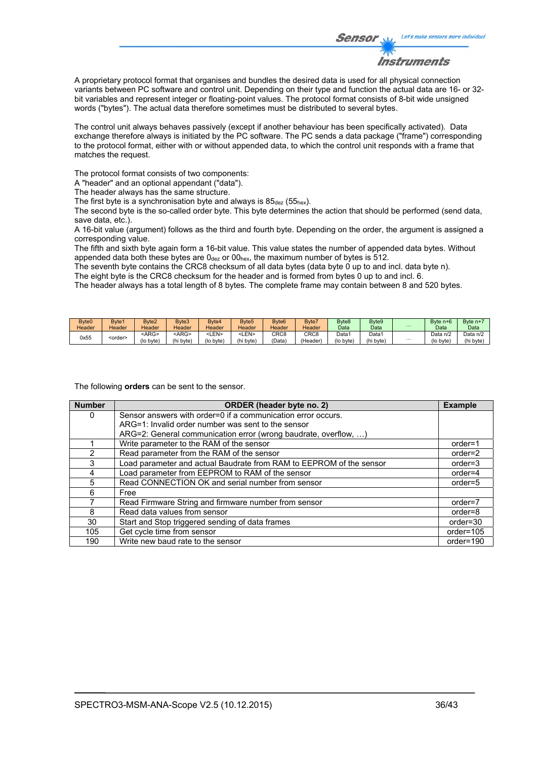A proprietary protocol format that organises and bundles the desired data is used for all physical connection variants between PC software and control unit. Depending on their type and function the actual data are 16- or 32-bit variables and represent integer or floating-point values. The protocol format consists of 8-bit wide unsigned words ("bytes"). The actual data therefore sometimes must be distributed to several bytes.

The control unit always behaves passively (except if another behaviour has been specifically activated). Data exchange therefore always is initiated by the PC software. The PC sends a data package ("frame") corresponding to the protocol format, either with or without appended data, to which the control unit responds with a frame that matches the request.

The protocol format consists of two components:
A "header" and an optional appendant ("data").
The header always has the same structure.
The first byte is a synchronisation byte and always is $85_{dez}$ ($55_{hex}$).
The second byte is the so-called order byte. This byte determines the action that should be performed (send data, save data, etc.).
A 16-bit value (argument) follows as the third and fourth byte. Depending on the order, the argument is assigned a corresponding value.
The fifth and sixth byte again form a 16-bit value. This value states the number of appended data bytes. Without appended data both these bytes are $0_{dez}$ or $00_{hex}$, the maximum number of bytes is 512.
The seventh byte contains the CRC8 checksum of all data bytes (data byte 0 up to and incl. data byte n).
The eight byte is the CRC8 checksum for the header and is formed from bytes 0 up to and incl. 6.
The header always has a total length of 8 bytes. The complete frame may contain between 8 and 520 bytes.

| Byte0 Header | Byte1 Header | Byte2 Header | Byte3 Header | Byte4 Header | Byte5 Header | Byte6 Header | Byte7 Header | Byte8 Data | Byte9 Data | ... | Byte n+6 Data | Byte n+7 Data |
|---|---|---|---|---|---|---|---|---|---|---|---|---|
| 0x55 | <order> | <ARG> (lo byte) | <ARG> (hi byte) | <LEN> (lo byte) | <LEN> (hi byte) | CRC8 (Data) | CRC8 (Header) | Data1 (lo byte) | Data1 (hi byte) | ... | Data n/2 (lo byte) | Data n/2 (hi byte) |

The following **orders** can be sent to the sensor.

| Number | ORDER (header byte no. 2) | Example |
|---|---|---|
| 0 | Sensor answers with order=0 if a communication error occurs.<br>ARG=1: Invalid order number was sent to the sensor<br>ARG=2: General communication error (wrong baudrate, overflow, …) | |
| 1 | Write parameter to the RAM of the sensor | order=1 |
| 2 | Read parameter from the RAM of the sensor | order=2 |
| 3 | Load parameter and actual Baudrate from RAM to EEPROM of the sensor | order=3 |
| 4 | Load parameter from EEPROM to RAM of the sensor | order=4 |
| 5 | Read CONNECTION OK and serial number from sensor | order=5 |
| 6 | Free | |
| 7 | Read Firmware String and firmware number from sensor | order=7 |
| 8 | Read data values from sensor | order=8 |
| 30 | Start and Stop triggered sending of data frames | order=30 |
| 105 | Get cycle time from sensor | order=105 |
| 190 | Write new baud rate to the sensor | order=190 |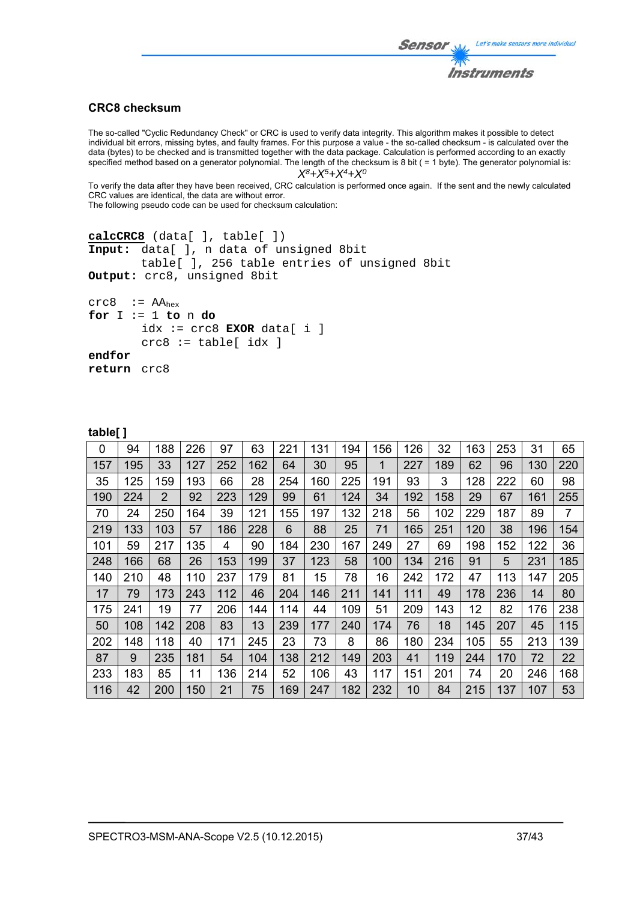## CRC8 checksum

The so-called "Cyclic Redundancy Check" or CRC is used to verify data integrity. This algorithm makes it possible to detect individual bit errors, missing bytes, and faulty frames. For this purpose a value - the so-called checksum - is calculated over the data (bytes) to be checked and is transmitted together with the data package. Calculation is performed according to an exactly specified method based on a generator polynomial. The length of the checksum is 8 bit ( = 1 byte). The generator polynomial is:

$$X^8+X^5+X^4+X^0$$

To verify the data after they have been received, CRC calculation is performed once again. If the sent and the newly calculated CRC values are identical, the data are without error.
The following pseudo code can be used for checksum calculation:

```
calcCRC8 (data[ ], table[ ])
Input:  data[ ], n data of unsigned 8bit
        table[ ], 256 table entries of unsigned 8bit
Output: crc8, unsigned 8bit

crc8  := AAhex
for I := 1 to n do
        idx := crc8 EXOR data[ i ]
        crc8 := table[ idx ]
endfor
return  crc8
```

**table[ ]**

| | | | | | | | | | | | | | | | |
|---|---|---|---|---|---|---|---|---|---|---|---|---|---|---|---|
| 0 | 94 | 188 | 226 | 97 | 63 | 221 | 131 | 194 | 156 | 126 | 32 | 163 | 253 | 31 | 65 |
| 157 | 195 | 33 | 127 | 252 | 162 | 64 | 30 | 95 | 1 | 227 | 189 | 62 | 96 | 130 | 220 |
| 35 | 125 | 159 | 193 | 66 | 28 | 254 | 160 | 225 | 191 | 93 | 3 | 128 | 222 | 60 | 98 |
| 190 | 224 | 2 | 92 | 223 | 129 | 99 | 61 | 124 | 34 | 192 | 158 | 29 | 67 | 161 | 255 |
| 70 | 24 | 250 | 164 | 39 | 121 | 155 | 197 | 132 | 218 | 56 | 102 | 229 | 187 | 89 | 7 |
| 219 | 133 | 103 | 57 | 186 | 228 | 6 | 88 | 25 | 71 | 165 | 251 | 120 | 38 | 196 | 154 |
| 101 | 59 | 217 | 135 | 4 | 90 | 184 | 230 | 167 | 249 | 27 | 69 | 198 | 152 | 122 | 36 |
| 248 | 166 | 68 | 26 | 153 | 199 | 37 | 123 | 58 | 100 | 134 | 216 | 91 | 5 | 231 | 185 |
| 140 | 210 | 48 | 110 | 237 | 179 | 81 | 15 | 78 | 16 | 242 | 172 | 47 | 113 | 147 | 205 |
| 17 | 79 | 173 | 243 | 112 | 46 | 204 | 146 | 211 | 141 | 111 | 49 | 178 | 236 | 14 | 80 |
| 175 | 241 | 19 | 77 | 206 | 144 | 114 | 44 | 109 | 51 | 209 | 143 | 12 | 82 | 176 | 238 |
| 50 | 108 | 142 | 208 | 83 | 13 | 239 | 177 | 240 | 174 | 76 | 18 | 145 | 207 | 45 | 115 |
| 202 | 148 | 118 | 40 | 171 | 245 | 23 | 73 | 8 | 86 | 180 | 234 | 105 | 55 | 213 | 139 |
| 87 | 9 | 235 | 181 | 54 | 104 | 138 | 212 | 149 | 203 | 41 | 119 | 244 | 170 | 72 | 22 |
| 233 | 183 | 85 | 11 | 136 | 214 | 52 | 106 | 43 | 117 | 151 | 201 | 74 | 20 | 246 | 168 |
| 116 | 42 | 200 | 150 | 21 | 75 | 169 | 247 | 182 | 232 | 10 | 84 | 215 | 137 | 107 | 53 |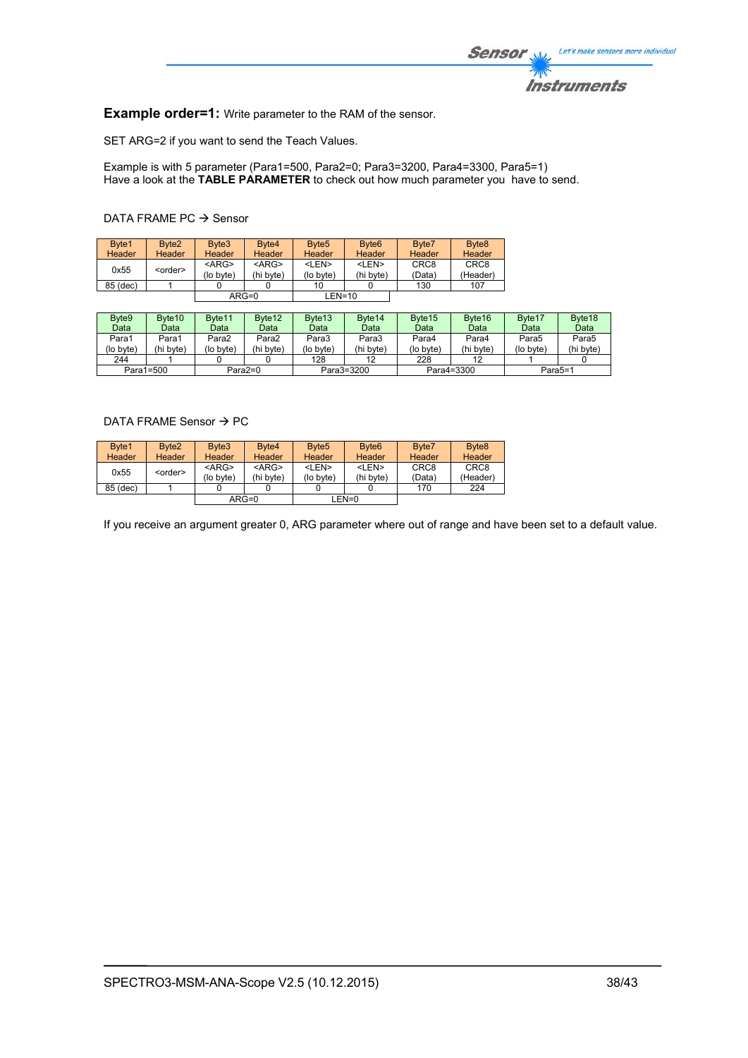**Example order=1:** Write parameter to the RAM of the sensor.

SET ARG=2 if you want to send the Teach Values.

Example is with 5 parameter (Para1=500, Para2=0; Para3=3200, Para4=3300, Para5=1)
Have a look at the **TABLE PARAMETER** to check out how much parameter you have to send.

DATA FRAME PC → Sensor

| Byte1 Header | Byte2 Header | Byte3 Header | Byte4 Header | Byte5 Header | Byte6 Header | Byte7 Header | Byte8 Header |
|---|---|---|---|---|---|---|---|
| 0x55 | <order> | <ARG> (lo byte) | <ARG> (hi byte) | <LEN> (lo byte) | <LEN> (hi byte) | CRC8 (Data) | CRC8 (Header) |
| 85 (dec) | 1 | 0 | 0 | 10 | 0 | 130 | 107 |
| | | ARG=0 | | LEN=10 | | | |

| Byte9 Data | Byte10 Data | Byte11 Data | Byte12 Data | Byte13 Data | Byte14 Data | Byte15 Data | Byte16 Data | Byte17 Data | Byte18 Data |
|---|---|---|---|---|---|---|---|---|---|
| Para1 (lo byte) | Para1 (hi byte) | Para2 (lo byte) | Para2 (hi byte) | Para3 (lo byte) | Para3 (hi byte) | Para4 (lo byte) | Para4 (hi byte) | Para5 (lo byte) | Para5 (hi byte) |
| 244 | 1 | 0 | 0 | 128 | 12 | 228 | 12 | 1 | 0 |
| Para1=500 | | Para2=0 | | Para3=3200 | | Para4=3300 | | Para5=1 | |

DATA FRAME Sensor → PC

| Byte1 Header | Byte2 Header | Byte3 Header | Byte4 Header | Byte5 Header | Byte6 Header | Byte7 Header | Byte8 Header |
|---|---|---|---|---|---|---|---|
| 0x55 | <order> | <ARG> (lo byte) | <ARG> (hi byte) | <LEN> (lo byte) | <LEN> (hi byte) | CRC8 (Data) | CRC8 (Header) |
| 85 (dec) | 1 | 0 | 0 | 0 | 0 | 170 | 224 |
| | | ARG=0 | | LEN=0 | | | |

If you receive an argument greater 0, ARG parameter where out of range and have been set to a default value.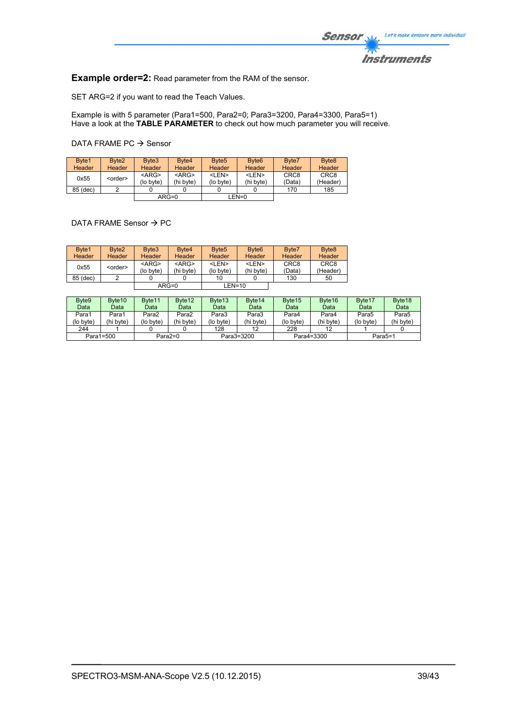**Example order=2:** Read parameter from the RAM of the sensor.

SET ARG=2 if you want to read the Teach Values.

Example is with 5 parameter (Para1=500, Para2=0; Para3=3200, Para4=3300, Para5=1)
Have a look at the **TABLE PARAMETER** to check out how much parameter you will receive.

DATA FRAME PC → Sensor

| Byte1 Header | Byte2 Header | Byte3 Header | Byte4 Header | Byte5 Header | Byte6 Header | Byte7 Header | Byte8 Header |
|---|---|---|---|---|---|---|---|
| 0x55 | <order> | <ARG> (lo byte) | <ARG> (hi byte) | <LEN> (lo byte) | <LEN> (hi byte) | CRC8 (Data) | CRC8 (Header) |
| 85 (dec) | 2 | 0 | 0 | 0 | 0 | 170 | 185 |
| | | ARG=0 | | LEN=0 | | | |

DATA FRAME Sensor → PC

| Byte1 Header | Byte2 Header | Byte3 Header | Byte4 Header | Byte5 Header | Byte6 Header | Byte7 Header | Byte8 Header |
|---|---|---|---|---|---|---|---|
| 0x55 | <order> | <ARG> (lo byte) | <ARG> (hi byte) | <LEN> (lo byte) | <LEN> (hi byte) | CRC8 (Data) | CRC8 (Header) |
| 85 (dec) | 2 | 0 | 0 | 10 | 0 | 130 | 50 |
| | | ARG=0 | | LEN=10 | | | |

| Byte9 Data | Byte10 Data | Byte11 Data | Byte12 Data | Byte13 Data | Byte14 Data | Byte15 Data | Byte16 Data | Byte17 Data | Byte18 Data |
|---|---|---|---|---|---|---|---|---|---|
| Para1 (lo byte) | Para1 (hi byte) | Para2 (lo byte) | Para2 (hi byte) | Para3 (lo byte) | Para3 (hi byte) | Para4 (lo byte) | Para4 (hi byte) | Para5 (lo byte) | Para5 (hi byte) |
| 244 | 1 | 0 | 0 | 128 | 12 | 228 | 12 | 1 | 0 |
| Para1=500 | | Para2=0 | | Para3=3200 | | Para4=3300 | | Para5=1 | |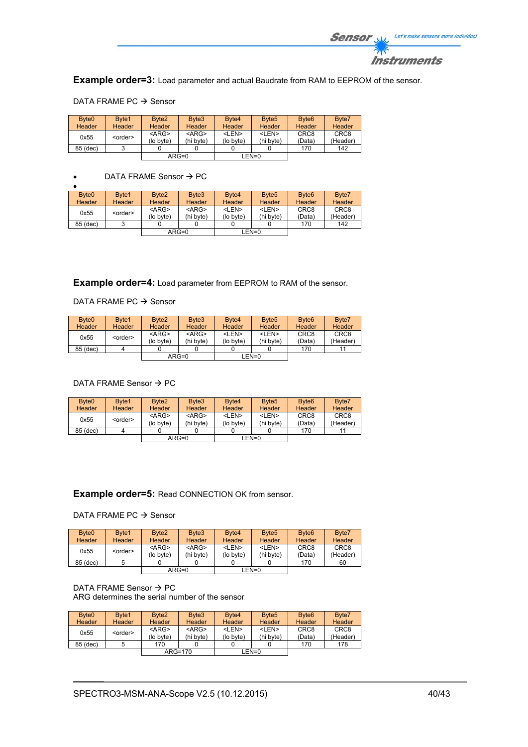**Example order=3:** Load parameter and actual Baudrate from RAM to EEPROM of the sensor.

DATA FRAME PC → Sensor

| Byte0 Header | Byte1 Header | Byte2 Header | Byte3 Header | Byte4 Header | Byte5 Header | Byte6 Header | Byte7 Header |
|---|---|---|---|---|---|---|---|
| 0x55 | <order> | <ARG> (lo byte) | <ARG> (hi byte) | <LEN> (lo byte) | <LEN> (hi byte) | CRC8 (Data) | CRC8 (Header) |
| 85 (dec) | 3 | 0 | 0 | 0 | 0 | 170 | 142 |
| | | ARG=0 | | LEN=0 | | | |

- DATA FRAME Sensor → PC
-

| Byte0 Header | Byte1 Header | Byte2 Header | Byte3 Header | Byte4 Header | Byte5 Header | Byte6 Header | Byte7 Header |
|---|---|---|---|---|---|---|---|
| 0x55 | <order> | <ARG> (lo byte) | <ARG> (hi byte) | <LEN> (lo byte) | <LEN> (hi byte) | CRC8 (Data) | CRC8 (Header) |
| 85 (dec) | 3 | 0 | 0 | 0 | 0 | 170 | 142 |
| | | ARG=0 | | LEN=0 | | | |

**Example order=4:** Load parameter from EEPROM to RAM of the sensor.

DATA FRAME PC → Sensor

| Byte0 Header | Byte1 Header | Byte2 Header | Byte3 Header | Byte4 Header | Byte5 Header | Byte6 Header | Byte7 Header |
|---|---|---|---|---|---|---|---|
| 0x55 | <order> | <ARG> (lo byte) | <ARG> (hi byte) | <LEN> (lo byte) | <LEN> (hi byte) | CRC8 (Data) | CRC8 (Header) |
| 85 (dec) | 4 | 0 | 0 | 0 | 0 | 170 | 11 |
| | | ARG=0 | | LEN=0 | | | |

DATA FRAME Sensor → PC

| Byte0 Header | Byte1 Header | Byte2 Header | Byte3 Header | Byte4 Header | Byte5 Header | Byte6 Header | Byte7 Header |
|---|---|---|---|---|---|---|---|
| 0x55 | <order> | <ARG> (lo byte) | <ARG> (hi byte) | <LEN> (lo byte) | <LEN> (hi byte) | CRC8 (Data) | CRC8 (Header) |
| 85 (dec) | 4 | 0 | 0 | 0 | 0 | 170 | 11 |
| | | ARG=0 | | LEN=0 | | | |

**Example order=5:** Read CONNECTION OK from sensor.

DATA FRAME PC → Sensor

| Byte0 Header | Byte1 Header | Byte2 Header | Byte3 Header | Byte4 Header | Byte5 Header | Byte6 Header | Byte7 Header |
|---|---|---|---|---|---|---|---|
| 0x55 | <order> | <ARG> (lo byte) | <ARG> (hi byte) | <LEN> (lo byte) | <LEN> (hi byte) | CRC8 (Data) | CRC8 (Header) |
| 85 (dec) | 5 | 0 | 0 | 0 | 0 | 170 | 60 |
| | | ARG=0 | | LEN=0 | | | |

DATA FRAME Sensor → PC
ARG determines the serial number of the sensor

| Byte0 Header | Byte1 Header | Byte2 Header | Byte3 Header | Byte4 Header | Byte5 Header | Byte6 Header | Byte7 Header |
|---|---|---|---|---|---|---|---|
| 0x55 | <order> | <ARG> (lo byte) | <ARG> (hi byte) | <LEN> (lo byte) | <LEN> (hi byte) | CRC8 (Data) | CRC8 (Header) |
| 85 (dec) | 5 | 170 | 0 | 0 | 0 | 170 | 178 |
| | | ARG=170 | | LEN=0 | | | |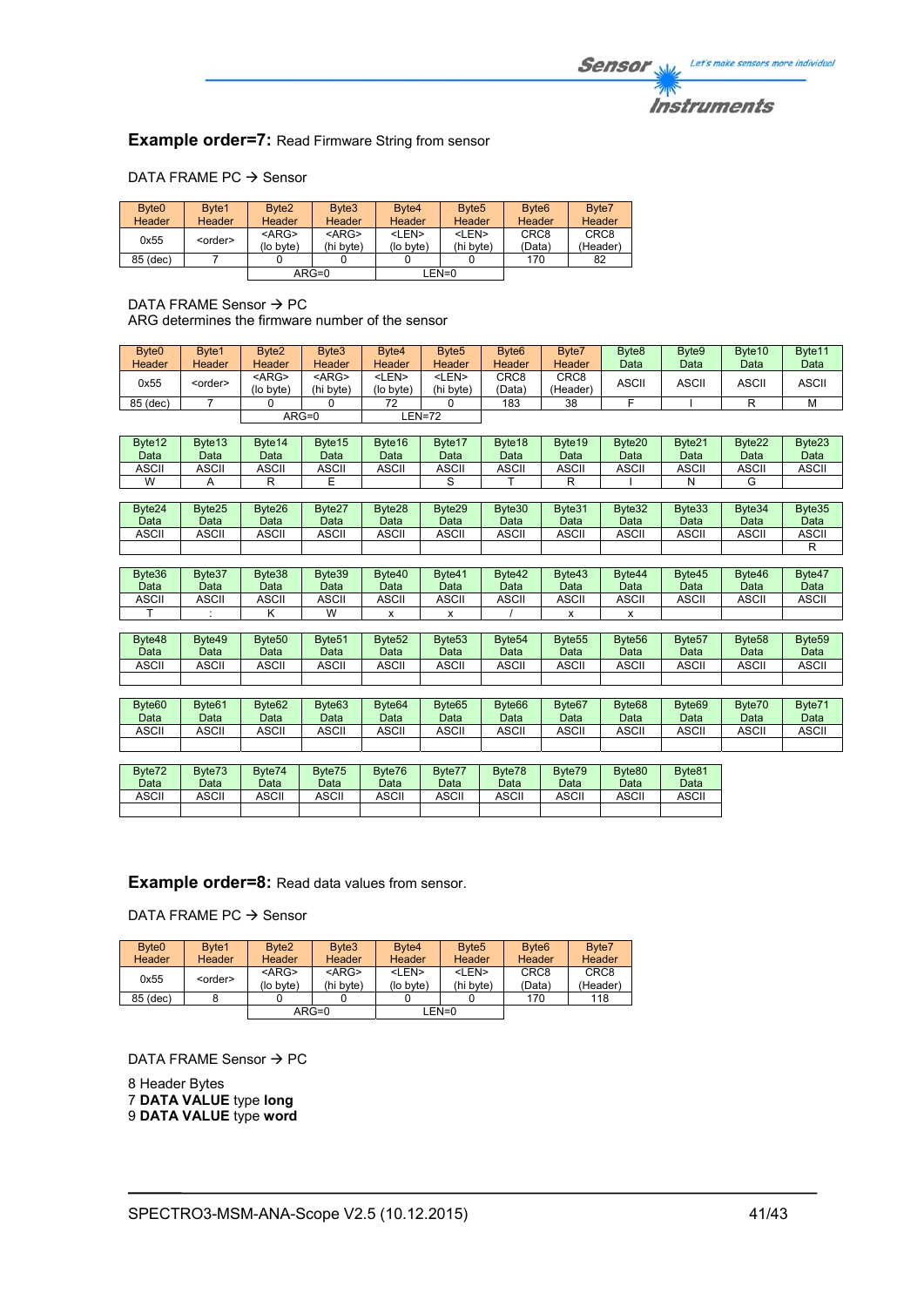**Example order=7:** Read Firmware String from sensor

DATA FRAME PC → Sensor

| Byte0 Header | Byte1 Header | Byte2 Header | Byte3 Header | Byte4 Header | Byte5 Header | Byte6 Header | Byte7 Header |
|---|---|---|---|---|---|---|---|
| 0x55 | <order> | <ARG> (lo byte) | <ARG> (hi byte) | <LEN> (lo byte) | <LEN> (hi byte) | CRC8 (Data) | CRC8 (Header) |
| 85 (dec) | 7 | 0 | 0 | 0 | 0 | 170 | 82 |
| | | ARG=0 | | LEN=0 | | | |

DATA FRAME Sensor → PC
ARG determines the firmware number of the sensor

| Byte0 Header | Byte1 Header | Byte2 Header | Byte3 Header | Byte4 Header | Byte5 Header | Byte6 Header | Byte7 Header | Byte8 Data | Byte9 Data | Byte10 Data | Byte11 Data |
|---|---|---|---|---|---|---|---|---|---|---|---|
| 0x55 | <order> | <ARG> (lo byte) | <ARG> (hi byte) | <LEN> (lo byte) | <LEN> (hi byte) | CRC8 (Data) | CRC8 (Header) | ASCII | ASCII | ASCII | ASCII |
| 85 (dec) | 7 | 0 | 0 | 72 | 0 | 183 | 38 | F | I | R | M |
| | | ARG=0 | | LEN=72 | | | | | | | |

| Byte12 Data | Byte13 Data | Byte14 Data | Byte15 Data | Byte16 Data | Byte17 Data | Byte18 Data | Byte19 Data | Byte20 Data | Byte21 Data | Byte22 Data | Byte23 Data |
|---|---|---|---|---|---|---|---|---|---|---|---|
| ASCII | ASCII | ASCII | ASCII | ASCII | ASCII | ASCII | ASCII | ASCII | ASCII | ASCII | ASCII |
| W | A | R | E | | S | T | R | I | N | G | |

| Byte24 Data | Byte25 Data | Byte26 Data | Byte27 Data | Byte28 Data | Byte29 Data | Byte30 Data | Byte31 Data | Byte32 Data | Byte33 Data | Byte34 Data | Byte35 Data |
|---|---|---|---|---|---|---|---|---|---|---|---|
| ASCII | ASCII | ASCII | ASCII | ASCII | ASCII | ASCII | ASCII | ASCII | ASCII | ASCII | ASCII |
| | | | | | | | | | | | R |

| Byte36 Data | Byte37 Data | Byte38 Data | Byte39 Data | Byte40 Data | Byte41 Data | Byte42 Data | Byte43 Data | Byte44 Data | Byte45 Data | Byte46 Data | Byte47 Data |
|---|---|---|---|---|---|---|---|---|---|---|---|
| ASCII | ASCII | ASCII | ASCII | ASCII | ASCII | ASCII | ASCII | ASCII | ASCII | ASCII | ASCII |
| T | : | K | W | x | x | / | x | x | | | |

| Byte48 Data | Byte49 Data | Byte50 Data | Byte51 Data | Byte52 Data | Byte53 Data | Byte54 Data | Byte55 Data | Byte56 Data | Byte57 Data | Byte58 Data | Byte59 Data |
|---|---|---|---|---|---|---|---|---|---|---|---|
| ASCII | ASCII | ASCII | ASCII | ASCII | ASCII | ASCII | ASCII | ASCII | ASCII | ASCII | ASCII |
| | | | | | | | | | | | |

| Byte60 Data | Byte61 Data | Byte62 Data | Byte63 Data | Byte64 Data | Byte65 Data | Byte66 Data | Byte67 Data | Byte68 Data | Byte69 Data | Byte70 Data | Byte71 Data |
|---|---|---|---|---|---|---|---|---|---|---|---|
| ASCII | ASCII | ASCII | ASCII | ASCII | ASCII | ASCII | ASCII | ASCII | ASCII | ASCII | ASCII |
| | | | | | | | | | | | |

| Byte72 Data | Byte73 Data | Byte74 Data | Byte75 Data | Byte76 Data | Byte77 Data | Byte78 Data | Byte79 Data | Byte80 Data | Byte81 Data |
|---|---|---|---|---|---|---|---|---|---|
| ASCII | ASCII | ASCII | ASCII | ASCII | ASCII | ASCII | ASCII | ASCII | ASCII |
| | | | | | | | | | |

**Example order=8:** Read data values from sensor.

DATA FRAME PC → Sensor

| Byte0 Header | Byte1 Header | Byte2 Header | Byte3 Header | Byte4 Header | Byte5 Header | Byte6 Header | Byte7 Header |
|---|---|---|---|---|---|---|---|
| 0x55 | <order> | <ARG> (lo byte) | <ARG> (hi byte) | <LEN> (lo byte) | <LEN> (hi byte) | CRC8 (Data) | CRC8 (Header) |
| 85 (dec) | 8 | 0 | 0 | 0 | 0 | 170 | 118 |
| | | ARG=0 | | LEN=0 | | | |

DATA FRAME Sensor → PC

8 Header Bytes
7 **DATA VALUE** type **long**
9 **DATA VALUE** type **word**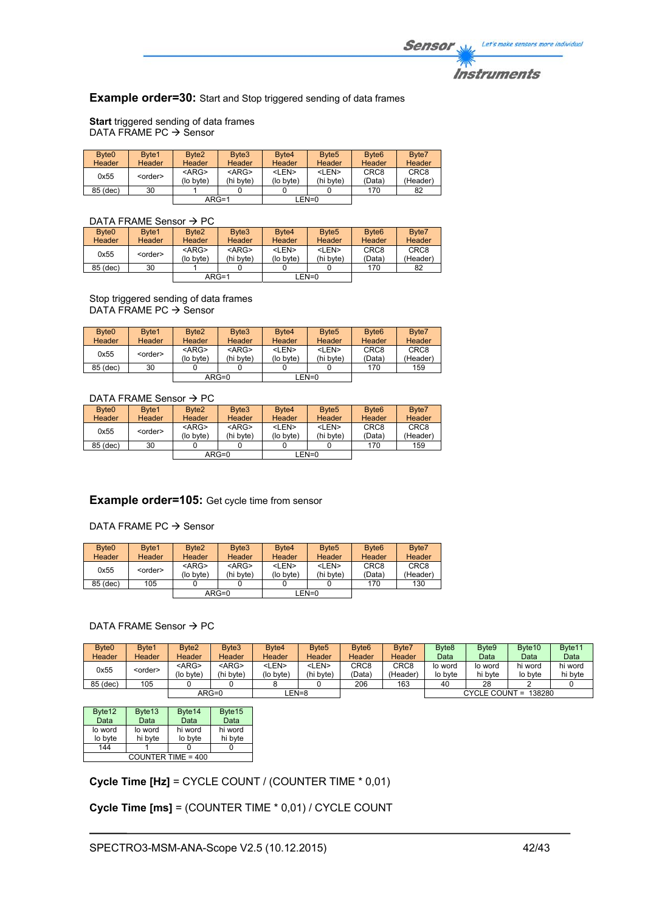**Example order=30:** Start and Stop triggered sending of data frames

**Start** triggered sending of data frames
DATA FRAME PC → Sensor

| Byte0 Header | Byte1 Header | Byte2 Header | Byte3 Header | Byte4 Header | Byte5 Header | Byte6 Header | Byte7 Header |
|---|---|---|---|---|---|---|---|
| 0x55 | <order> | <ARG> (lo byte) | <ARG> (hi byte) | <LEN> (lo byte) | <LEN> (hi byte) | CRC8 (Data) | CRC8 (Header) |
| 85 (dec) | 30 | 1 | 0 | 0 | 0 | 170 | 82 |
| | | ARG=1 | | LEN=0 | | | |

DATA FRAME Sensor → PC

| Byte0 Header | Byte1 Header | Byte2 Header | Byte3 Header | Byte4 Header | Byte5 Header | Byte6 Header | Byte7 Header |
|---|---|---|---|---|---|---|---|
| 0x55 | <order> | <ARG> (lo byte) | <ARG> (hi byte) | <LEN> (lo byte) | <LEN> (hi byte) | CRC8 (Data) | CRC8 (Header) |
| 85 (dec) | 30 | 1 | 0 | 0 | 0 | 170 | 82 |
| | | ARG=1 | | LEN=0 | | | |

Stop triggered sending of data frames
DATA FRAME PC → Sensor

| Byte0 Header | Byte1 Header | Byte2 Header | Byte3 Header | Byte4 Header | Byte5 Header | Byte6 Header | Byte7 Header |
|---|---|---|---|---|---|---|---|
| 0x55 | <order> | <ARG> (lo byte) | <ARG> (hi byte) | <LEN> (lo byte) | <LEN> (hi byte) | CRC8 (Data) | CRC8 (Header) |
| 85 (dec) | 30 | 0 | 0 | 0 | 0 | 170 | 159 |
| | | ARG=0 | | LEN=0 | | | |

DATA FRAME Sensor → PC

| Byte0 Header | Byte1 Header | Byte2 Header | Byte3 Header | Byte4 Header | Byte5 Header | Byte6 Header | Byte7 Header |
|---|---|---|---|---|---|---|---|
| 0x55 | <order> | <ARG> (lo byte) | <ARG> (hi byte) | <LEN> (lo byte) | <LEN> (hi byte) | CRC8 (Data) | CRC8 (Header) |
| 85 (dec) | 30 | 0 | 0 | 0 | 0 | 170 | 159 |
| | | ARG=0 | | LEN=0 | | | |

**Example order=105:** Get cycle time from sensor

DATA FRAME PC → Sensor

| Byte0 Header | Byte1 Header | Byte2 Header | Byte3 Header | Byte4 Header | Byte5 Header | Byte6 Header | Byte7 Header |
|---|---|---|---|---|---|---|---|
| 0x55 | <order> | <ARG> (lo byte) | <ARG> (hi byte) | <LEN> (lo byte) | <LEN> (hi byte) | CRC8 (Data) | CRC8 (Header) |
| 85 (dec) | 105 | 0 | 0 | 0 | 0 | 170 | 130 |
| | | ARG=0 | | LEN=0 | | | |

DATA FRAME Sensor → PC

| Byte0 Header | Byte1 Header | Byte2 Header | Byte3 Header | Byte4 Header | Byte5 Header | Byte6 Header | Byte7 Header | Byte8 Data | Byte9 Data | Byte10 Data | Byte11 Data |
|---|---|---|---|---|---|---|---|---|---|---|---|
| 0x55 | <order> | <ARG> (lo byte) | <ARG> (hi byte) | <LEN> (lo byte) | <LEN> (hi byte) | CRC8 (Data) | CRC8 (Header) | lo word lo byte | lo word hi byte | hi word lo byte | hi word hi byte |
| 85 (dec) | 105 | 0 | 0 | 8 | 0 | 206 | 163 | 40 | 28 | 2 | 0 |
| | | ARG=0 | | LEN=8 | | | | CYCLE COUNT = 138280 | | | |

| Byte12 Data | Byte13 Data | Byte14 Data | Byte15 Data |
|---|---|---|---|
| lo word lo byte | lo word hi byte | hi word lo byte | hi word hi byte |
| 144 | 1 | 0 | 0 |
| COUNTER TIME = 400 | | | |

**Cycle Time [Hz]** = CYCLE COUNT / (COUNTER TIME * 0,01)

**Cycle Time [ms]** = (COUNTER TIME * 0,01) / CYCLE COUNT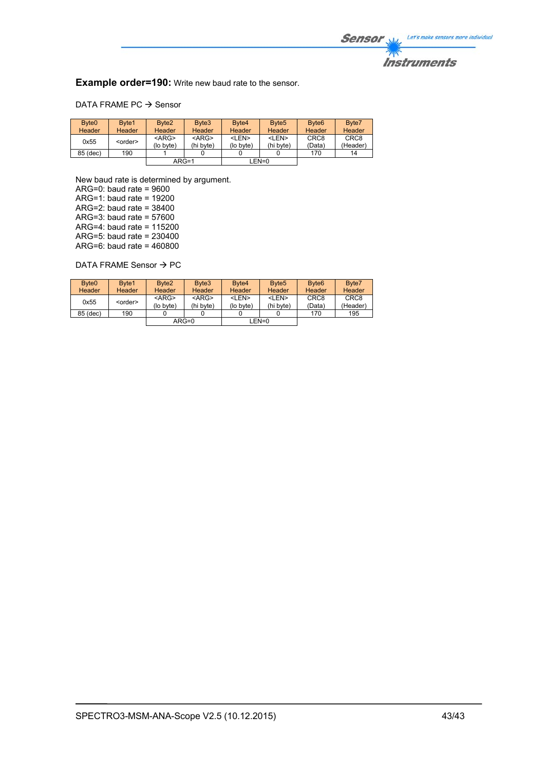**Example order=190:** Write new baud rate to the sensor.

DATA FRAME PC → Sensor

| Byte0 Header | Byte1 Header | Byte2 Header | Byte3 Header | Byte4 Header | Byte5 Header | Byte6 Header | Byte7 Header |
|---|---|---|---|---|---|---|---|
| 0x55 | <order> | <ARG> (lo byte) | <ARG> (hi byte) | <LEN> (lo byte) | <LEN> (hi byte) | CRC8 (Data) | CRC8 (Header) |
| 85 (dec) | 190 | 1 | 0 | 0 | 0 | 170 | 14 |
| | | ARG=1 | | LEN=0 | | | |

New baud rate is determined by argument.
ARG=0: baud rate = 9600
ARG=1: baud rate = 19200
ARG=2: baud rate = 38400
ARG=3: baud rate = 57600
ARG=4: baud rate = 115200
ARG=5: baud rate = 230400
ARG=6: baud rate = 460800

DATA FRAME Sensor → PC

| Byte0 Header | Byte1 Header | Byte2 Header | Byte3 Header | Byte4 Header | Byte5 Header | Byte6 Header | Byte7 Header |
|---|---|---|---|---|---|---|---|
| 0x55 | <order> | <ARG> (lo byte) | <ARG> (hi byte) | <LEN> (lo byte) | <LEN> (hi byte) | CRC8 (Data) | CRC8 (Header) |
| 85 (dec) | 190 | 0 | 0 | 0 | 0 | 170 | 195 |
| | | ARG=0 | | LEN=0 | | | |